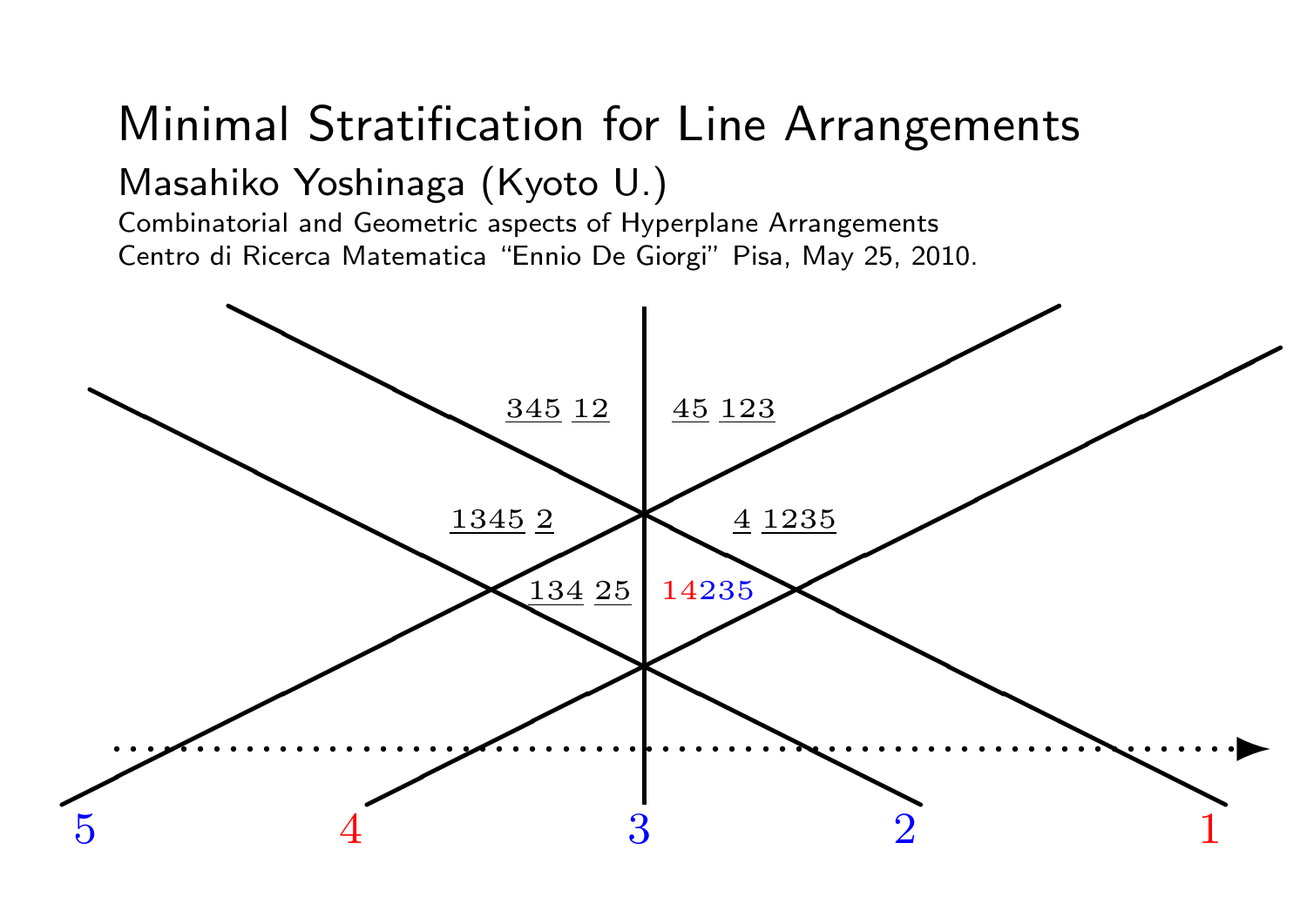# Minimal Stratification for Line Arrangements

## Masahiko Yoshinaga (Kyoto U.)

Combinatorial and Geometric aspects of Hyperplane Arrangements

Centro di Ricerca Matematica "Ennio De Giorgi" Pisa, May 25, 2010.

345 12 &nbsp;&nbsp; 45 123

1345 2 &nbsp;&nbsp; 4 1235

134 25 &nbsp;&nbsp; 14235

5 &nbsp;&nbsp; 4 &nbsp;&nbsp; 3 &nbsp;&nbsp; 2 &nbsp;&nbsp; 1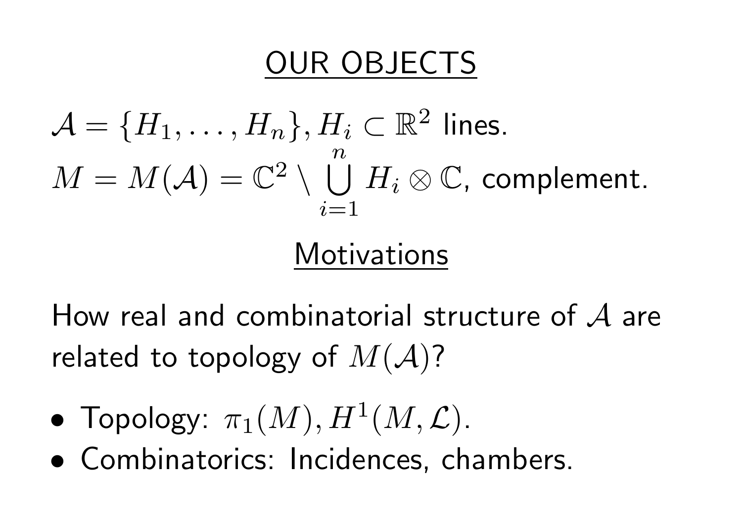# OUR OBJECTS

$\mathcal{A} = \{H_1, \ldots, H_n\}, H_i \subset \mathbb{R}^2$ lines.

$M = M(\mathcal{A}) = \mathbb{C}^2 \setminus \bigcup_{i=1}^{n} H_i \otimes \mathbb{C}$, complement.

## Motivations

How real and combinatorial structure of $\mathcal{A}$ are related to topology of $M(\mathcal{A})$?

- Topology: $\pi_1(M), H^1(M, \mathcal{L})$.
- Combinatorics: Incidences, chambers.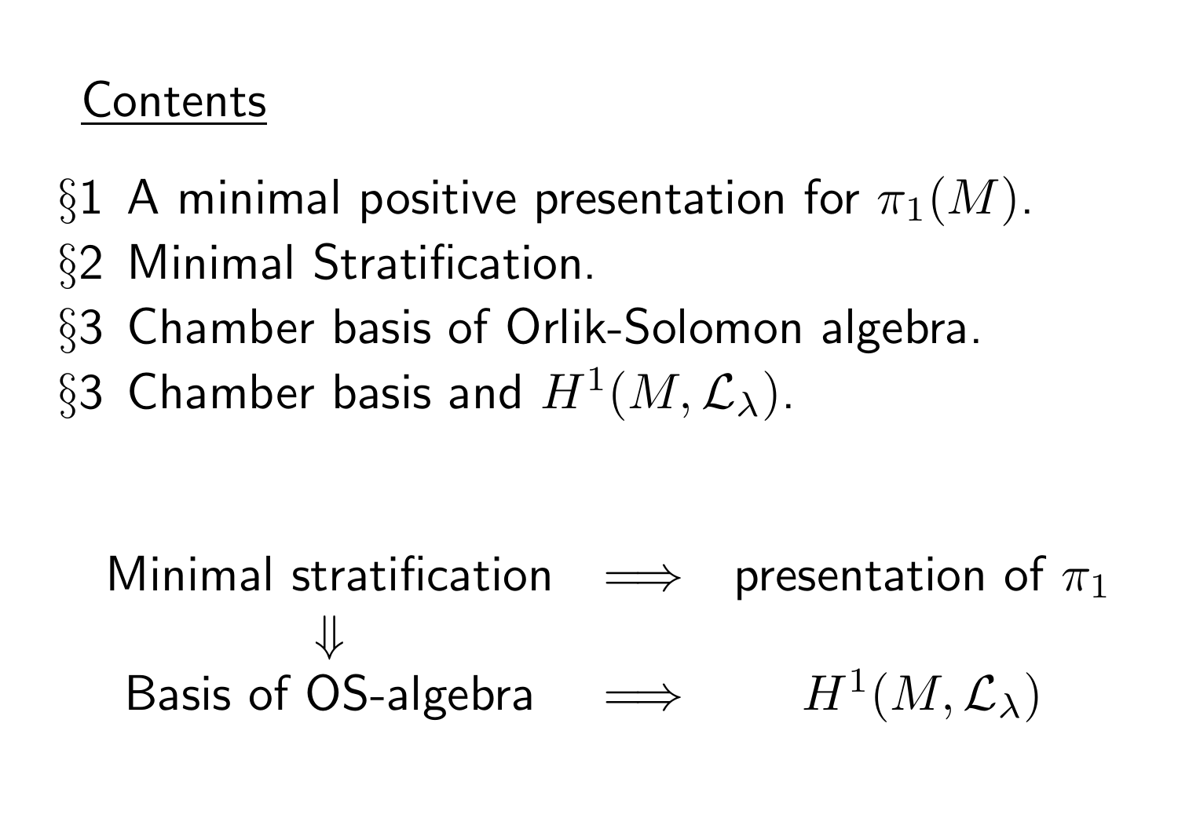## Contents

§1 A minimal positive presentation for $\pi_1(M)$.
§2 Minimal Stratification.
§3 Chamber basis of Orlik-Solomon algebra.
§3 Chamber basis and $H^1(M, \mathcal{L}_\lambda)$.

$$
\begin{array}{ccc}
\text{Minimal stratification} & \Longrightarrow & \text{presentation of } \pi_1 \\
\Downarrow & & \\
\text{Basis of OS-algebra} & \Longrightarrow & H^1(M, \mathcal{L}_\lambda)
\end{array}
$$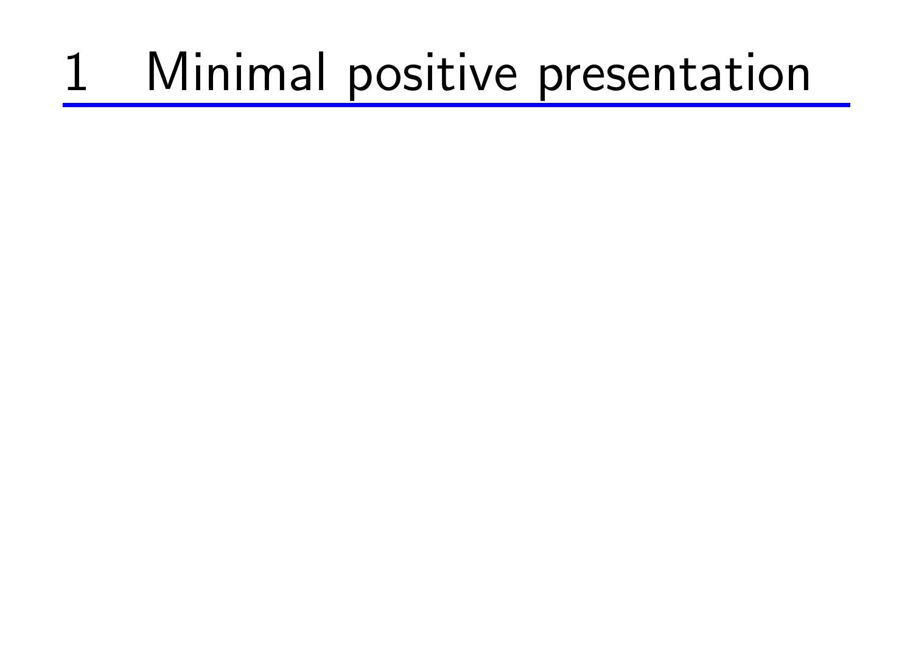# 1 Minimal positive presentation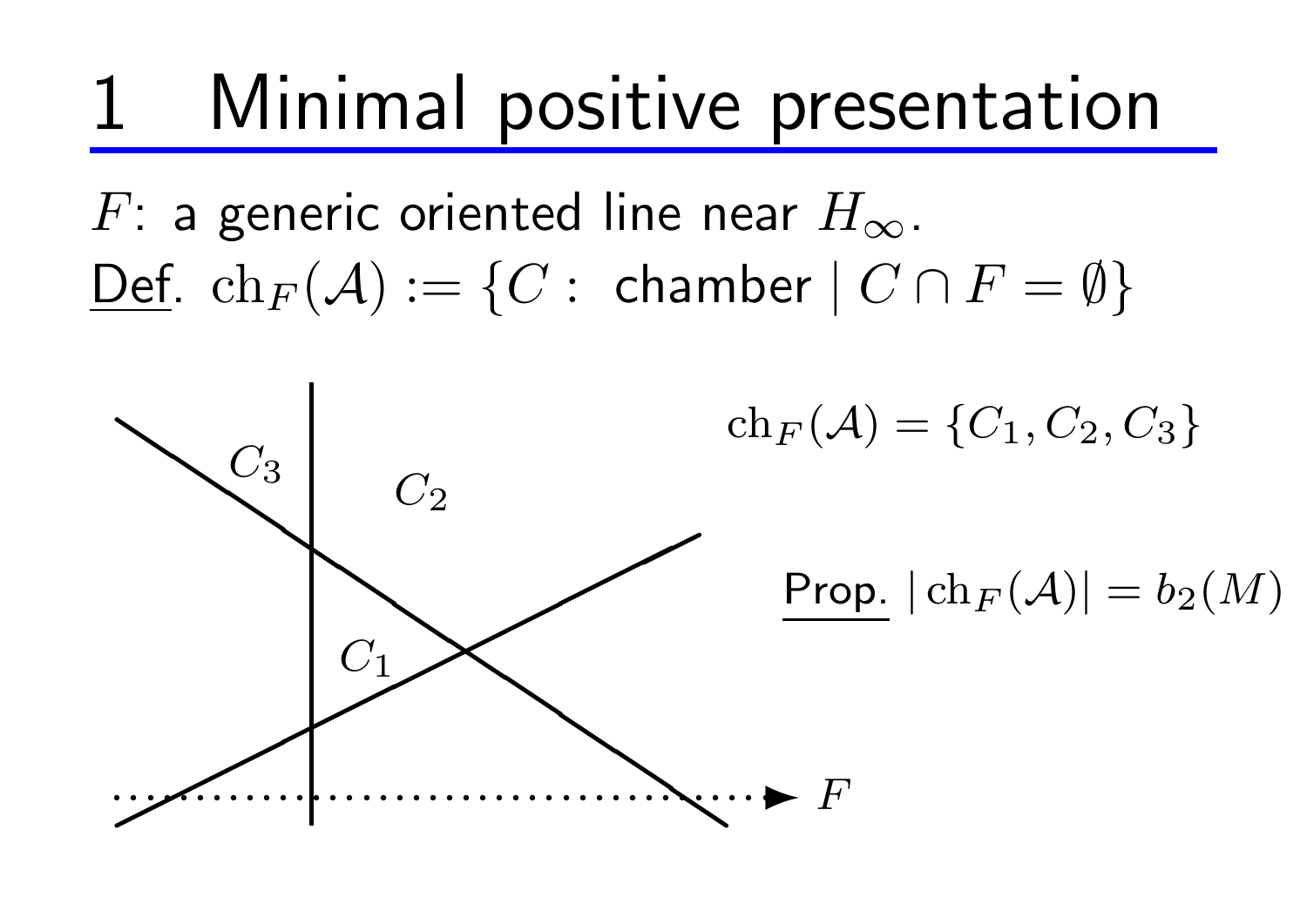# 1 Minimal positive presentation

$F$: a generic oriented line near $H_\infty$.

<u>Def</u>. $\mathrm{ch}_F(\mathcal{A}) := \{C : \text{ chamber} \mid C \cap F = \emptyset\}$

$C_3$ $C_2$ $C_1$ $F$

$\mathrm{ch}_F(\mathcal{A}) = \{C_1, C_2, C_3\}$

<u>Prop.</u> $|\mathrm{ch}_F(\mathcal{A})| = b_2(M)$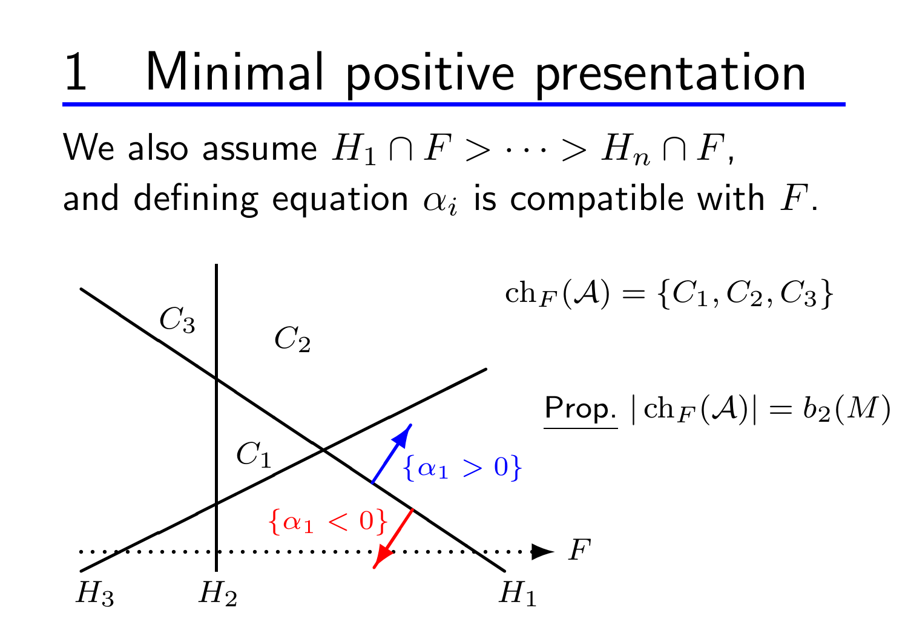# 1 Minimal positive presentation

We also assume $H_1 \cap F > \cdots > H_n \cap F$,
and defining equation $\alpha_i$ is compatible with $F$.

$C_3$ $C_2$ $C_1$ $\{\alpha_1 > 0\}$ $\{\alpha_1 < 0\}$ $F$ $H_3$ $H_2$ $H_1$

$\mathrm{ch}_F(\mathcal{A}) = \{C_1, C_2, C_3\}$

<u>Prop.</u> $|\mathrm{ch}_F(\mathcal{A})| = b_2(M)$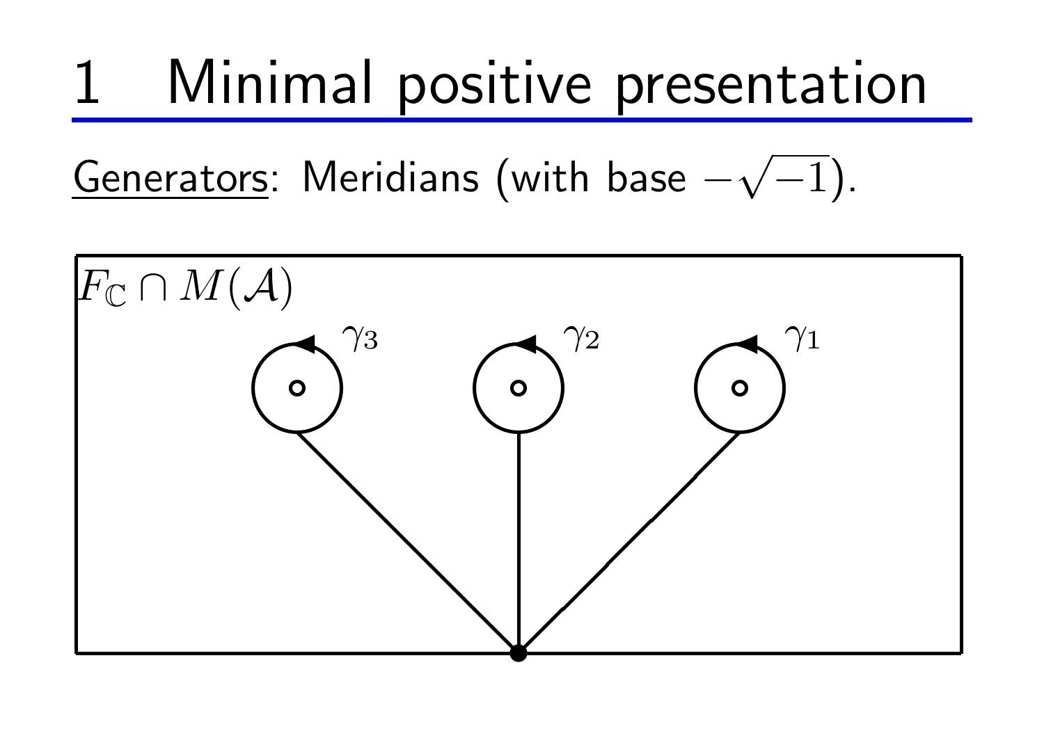# 1 Minimal positive presentation

Generators: Meridians (with base $-\sqrt{-1}$).

$F_{\mathbb{C}} \cap M(\mathcal{A})$

$\gamma_3$ $\gamma_2$ $\gamma_1$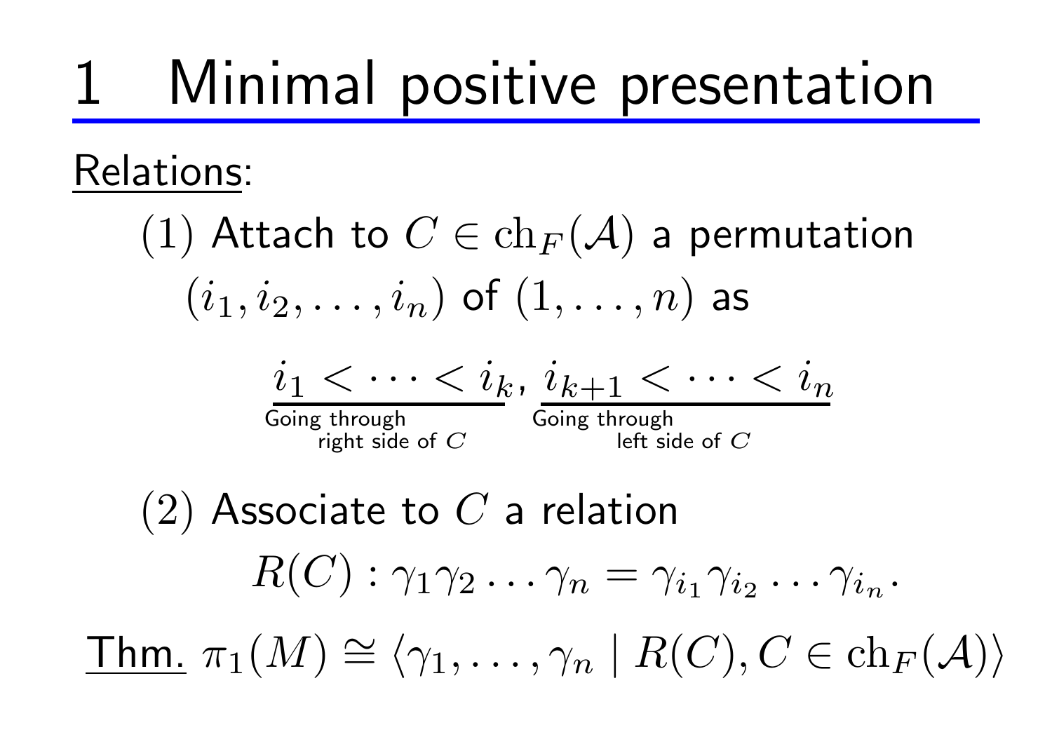# 1 Minimal positive presentation

Relations:

(1) Attach to $C \in \mathrm{ch}_F(\mathcal{A})$ a permutation $(i_1, i_2, \ldots, i_n)$ of $(1, \ldots, n)$ as

$$\underbrace{i_1 < \cdots < i_k}_{\substack{\text{Going through} \\ \text{right side of } C}}, \underbrace{i_{k+1} < \cdots < i_n}_{\substack{\text{Going through} \\ \text{left side of } C}}$$

(2) Associate to $C$ a relation

$$R(C) : \gamma_1 \gamma_2 \ldots \gamma_n = \gamma_{i_1} \gamma_{i_2} \ldots \gamma_{i_n}.$$

Thm. $\pi_1(M) \cong \langle \gamma_1, \ldots, \gamma_n \mid R(C), C \in \mathrm{ch}_F(\mathcal{A}) \rangle$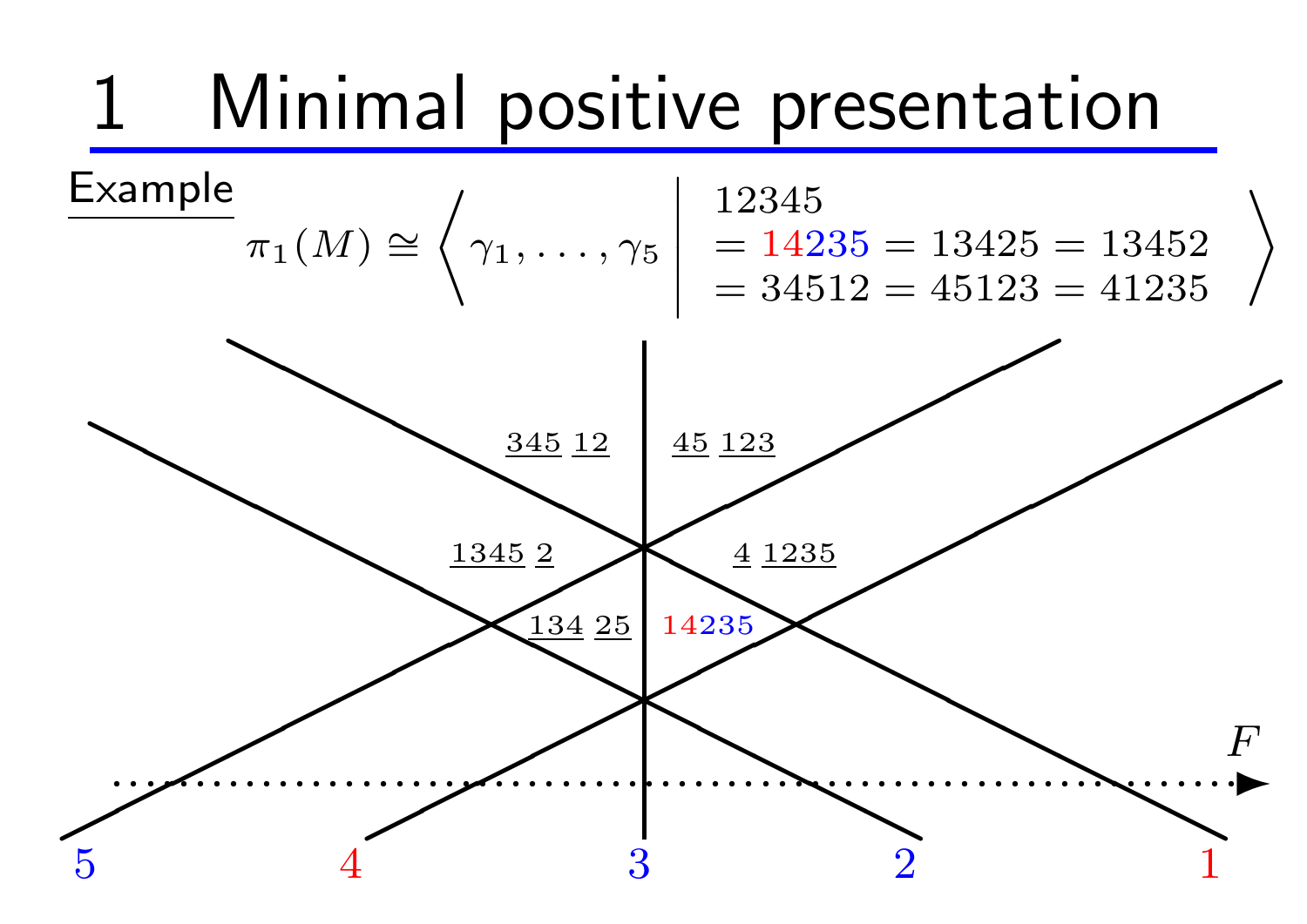# 1 Minimal positive presentation

Example

$$\pi_1(M) \cong \left\langle \gamma_1, \ldots, \gamma_5 \;\middle|\; \begin{array}{l} 12345 \\ = 14235 = 13425 = 13452 \\ = 34512 = 45123 = 41235 \end{array} \right\rangle$$

345 12 | 45 123

1345 2 | 4 1235

134 25 | 14235

$F$

5 4 3 2 1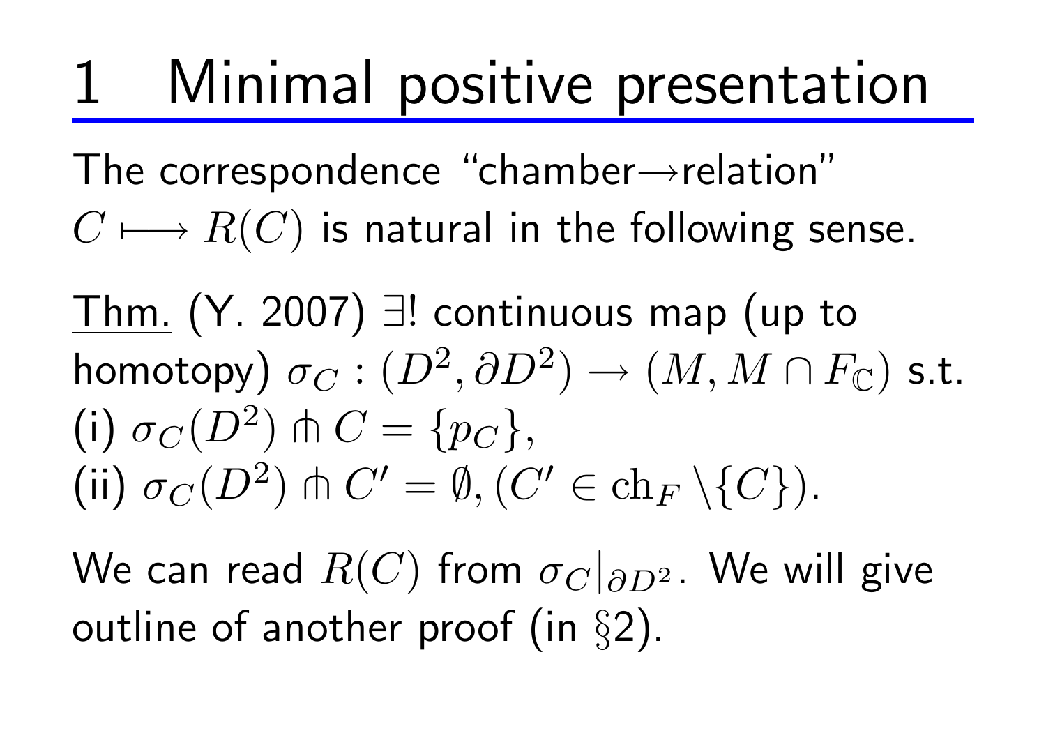# 1 Minimal positive presentation

The correspondence "chamber→relation" $C \longmapsto R(C)$ is natural in the following sense.

<u>Thm.</u> (Y. 2007) $\exists!$ continuous map (up to homotopy) $\sigma_C : (D^2, \partial D^2) \to (M, M \cap F_{\mathbb{C}})$ s.t.
(i) $\sigma_C(D^2) \pitchfork C = \{p_C\}$,
(ii) $\sigma_C(D^2) \pitchfork C' = \emptyset, (C' \in \mathrm{ch}_F \setminus \{C\})$.

We can read $R(C)$ from $\sigma_C|_{\partial D^2}$. We will give outline of another proof (in §2).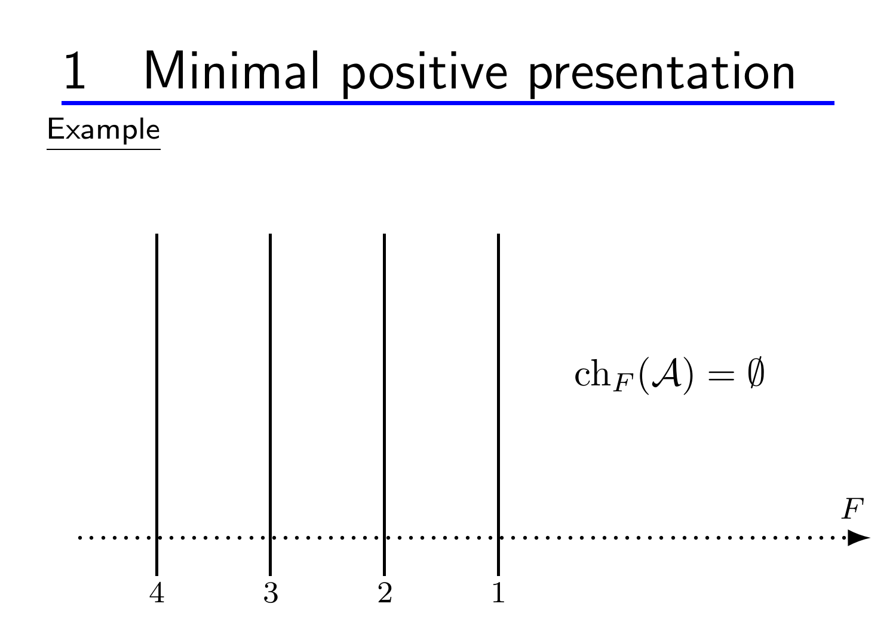# 1 Minimal positive presentation

Example

$$\mathrm{ch}_F(\mathcal{A}) = \emptyset$$

4 3 2 1

$F$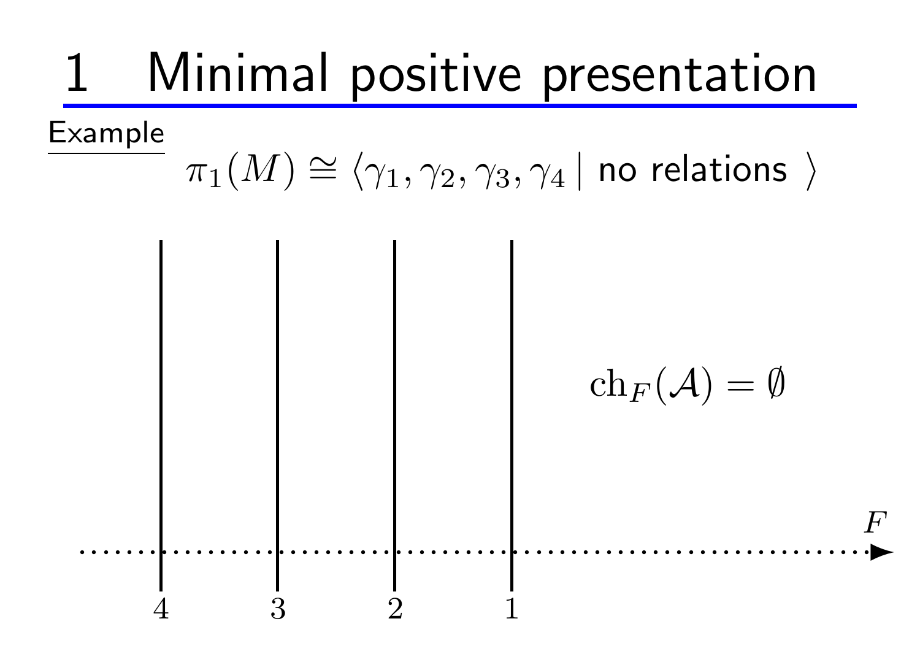# 1 Minimal positive presentation

Example

$$\pi_1(M) \cong \langle \gamma_1, \gamma_2, \gamma_3, \gamma_4 \mid \text{no relations } \rangle$$

$$\mathrm{ch}_F(\mathcal{A}) = \emptyset$$

$F$

4 3 2 1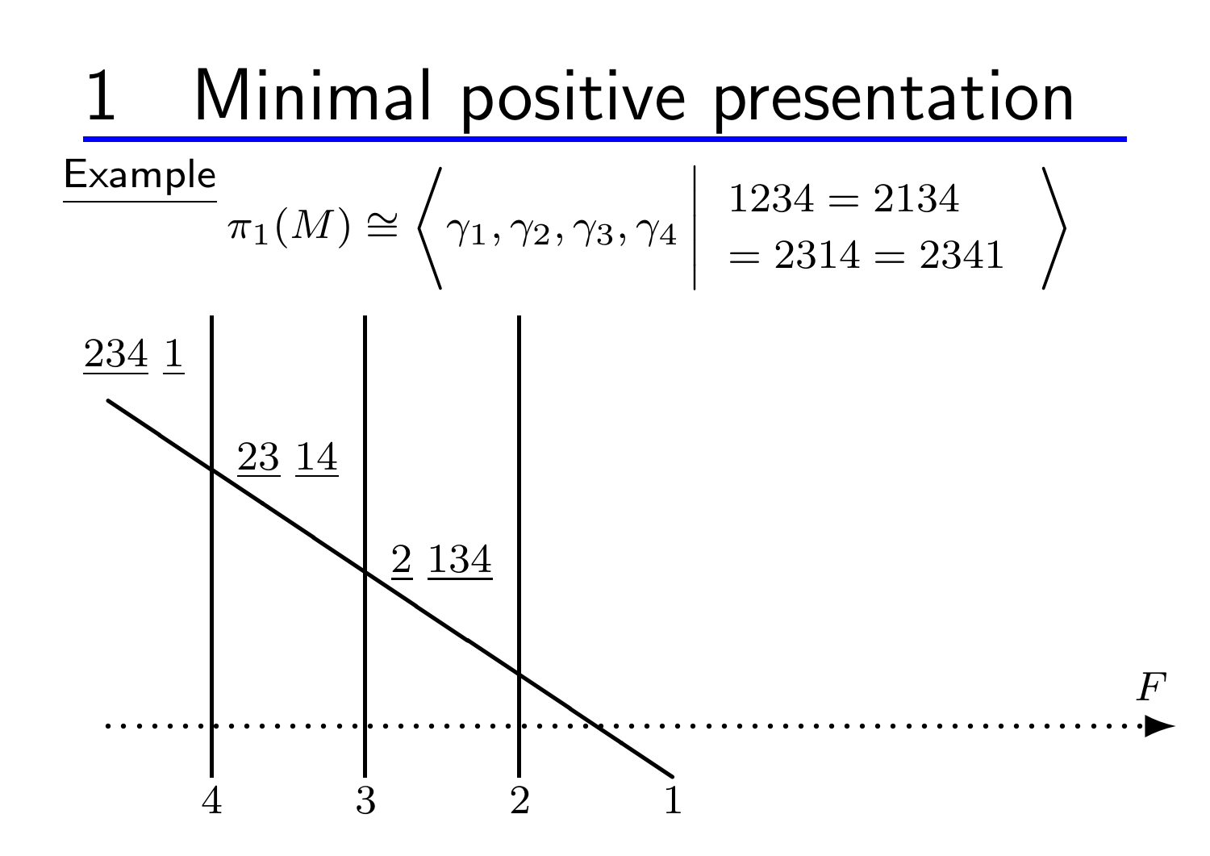# 1 Minimal positive presentation

Example

$$\pi_1(M) \cong \left\langle \gamma_1, \gamma_2, \gamma_3, \gamma_4 \;\middle|\; \begin{array}{l} 1234 = 2134 \\ = 2314 = 2341 \end{array} \right\rangle$$

$\underline{234}\ \underline{1}$

$\underline{23}\ \underline{14}$

$\underline{2}\ \underline{134}$

$F$

4 3 2 1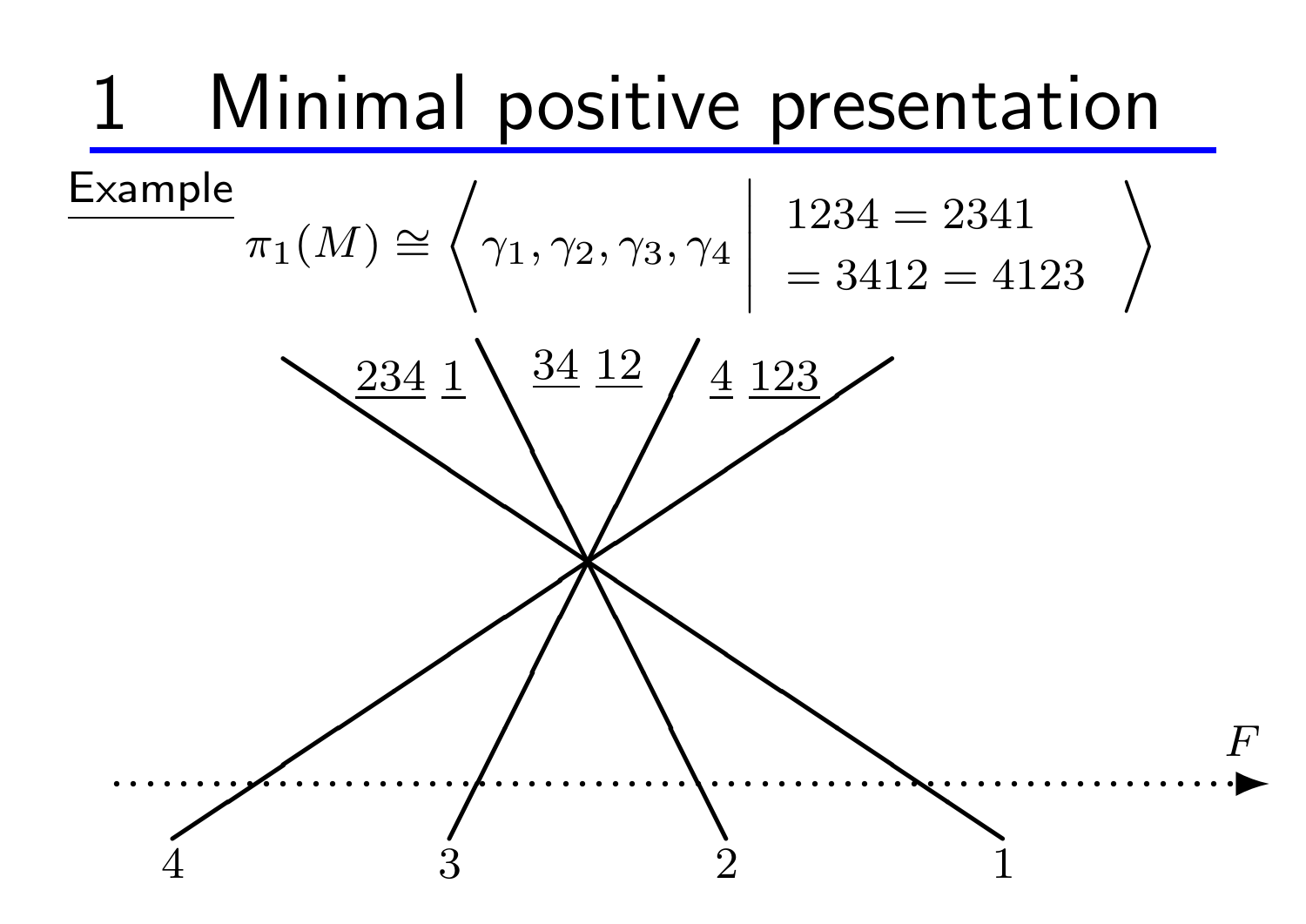# 1 Minimal positive presentation

Example

$$\pi_1(M) \cong \left\langle \gamma_1, \gamma_2, \gamma_3, \gamma_4 \;\middle|\; \begin{array}{l} 1234 = 2341 \\ = 3412 = 4123 \end{array} \right\rangle$$

$\underline{234}\ \underline{1}$  $\underline{34}\ \underline{12}$  $\underline{4}\ \underline{123}$

$F$

4  3  2  1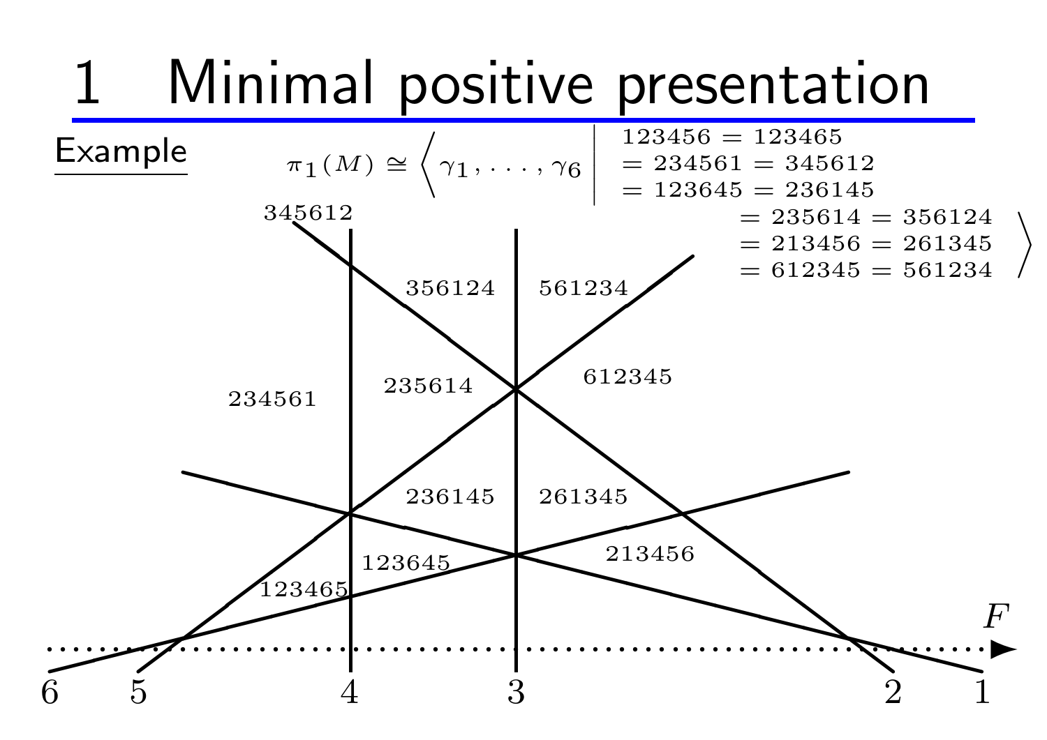# 1 Minimal positive presentation

Example

$$\pi_1(M) \cong \left\langle \gamma_1, \ldots, \gamma_6 \;\middle|\; \begin{array}{l} 123456 = 123465 \\ = 234561 = 345612 \\ = 123645 = 236145 \\ = 235614 = 356124 \\ = 213456 = 261345 \\ = 612345 = 561234 \end{array} \right\rangle$$

345612

356124 561234

234561 235614 612345

236145 261345

123645 213456

123465

$F$

6 5 4 3 2 1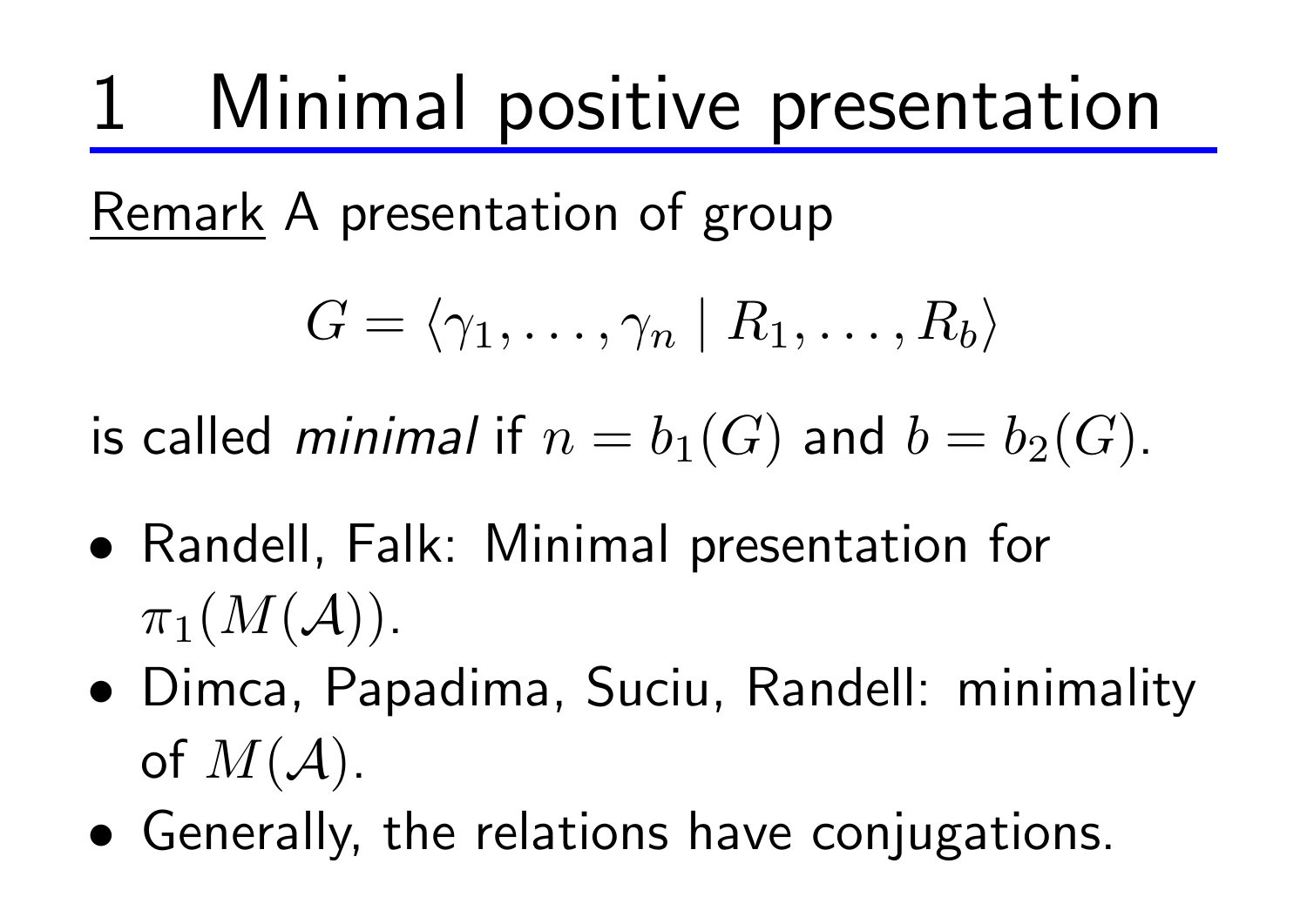# 1 Minimal positive presentation

<u>Remark</u> A presentation of group

$$G = \langle \gamma_1, \ldots, \gamma_n \mid R_1, \ldots, R_b \rangle$$

is called *minimal* if $n = b_1(G)$ and $b = b_2(G)$.

- Randell, Falk: Minimal presentation for $\pi_1(M(\mathcal{A}))$.
- Dimca, Papadima, Suciu, Randell: minimality of $M(\mathcal{A})$.
- Generally, the relations have conjugations.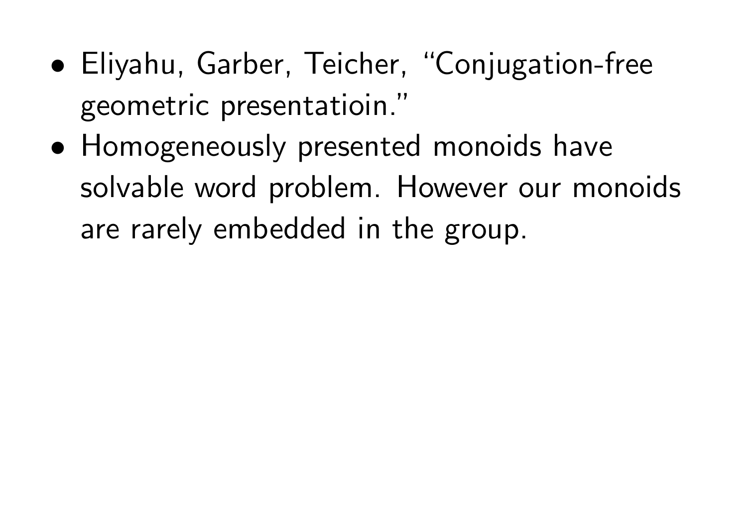- Eliyahu, Garber, Teicher, “Conjugation-free geometric presentatioin.”
- Homogeneously presented monoids have solvable word problem. However our monoids are rarely embedded in the group.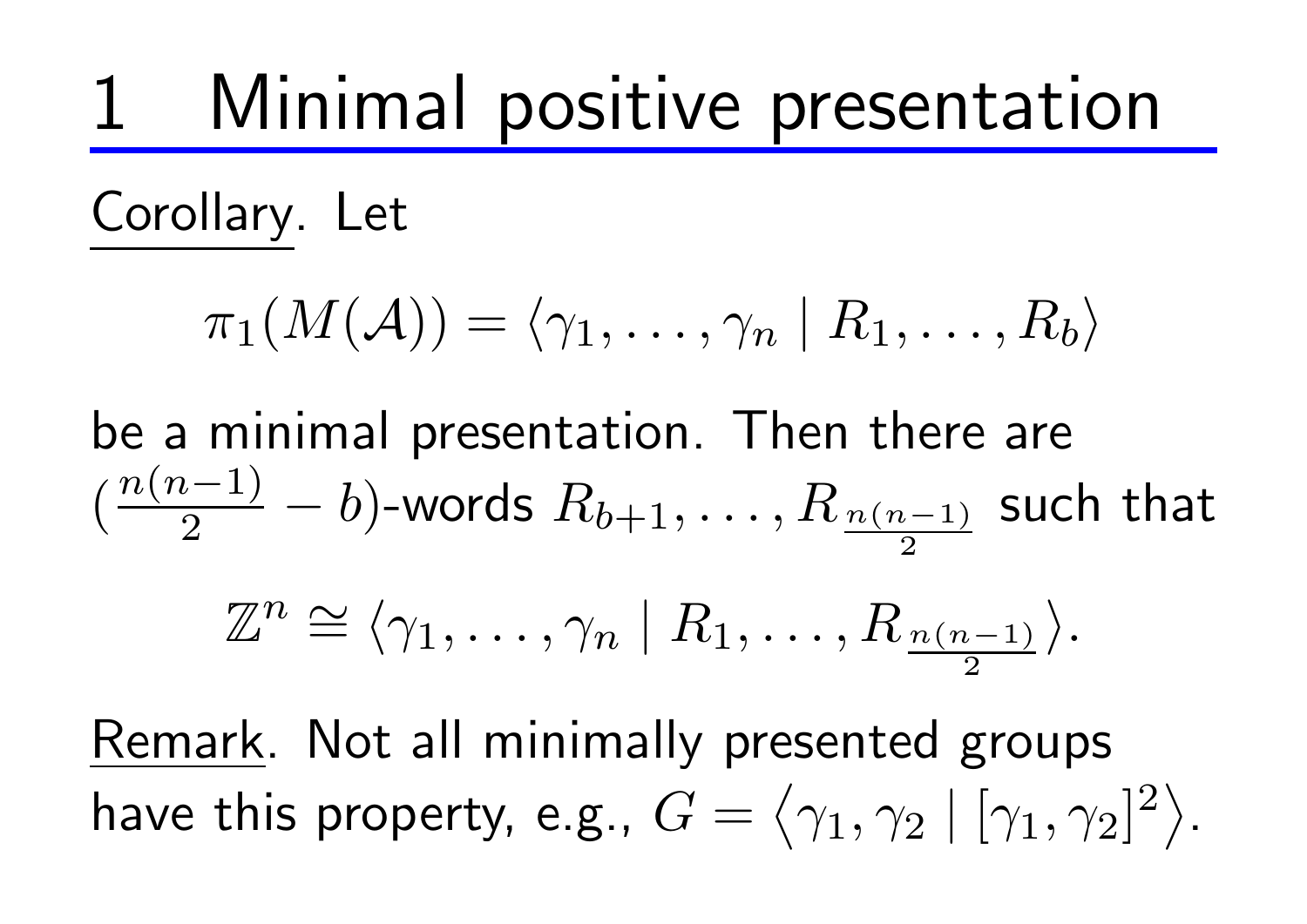# 1 Minimal positive presentation

Corollary. Let

$$\pi_1(M(\mathcal{A})) = \langle \gamma_1, \ldots, \gamma_n \mid R_1, \ldots, R_b \rangle$$

be a minimal presentation. Then there are $(\frac{n(n-1)}{2} - b)$-words $R_{b+1}, \ldots, R_{\frac{n(n-1)}{2}}$ such that

$$\mathbb{Z}^n \cong \langle \gamma_1, \ldots, \gamma_n \mid R_1, \ldots, R_{\frac{n(n-1)}{2}} \rangle.$$

Remark. Not all minimally presented groups have this property, e.g., $G = \left\langle \gamma_1, \gamma_2 \mid [\gamma_1, \gamma_2]^2 \right\rangle$.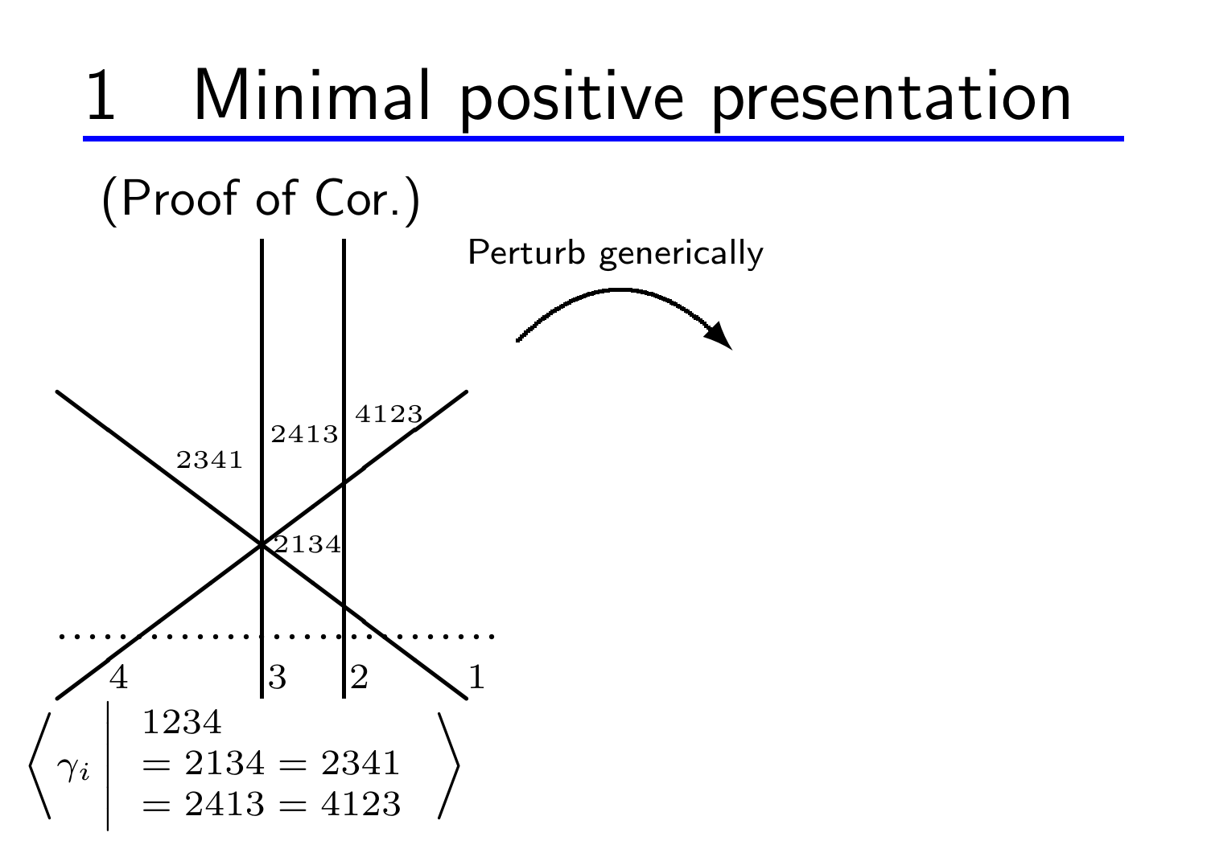# 1 Minimal positive presentation

(Proof of Cor.)

Perturb generically

2341 &nbsp; 2413 &nbsp; 4123

2134

4 &nbsp; 3 &nbsp; 2 &nbsp; 1

$$\left\langle \gamma_i \;\middle|\; \begin{array}{l} 1234 \\ = 2134 = 2341 \\ = 2413 = 4123 \end{array} \right\rangle$$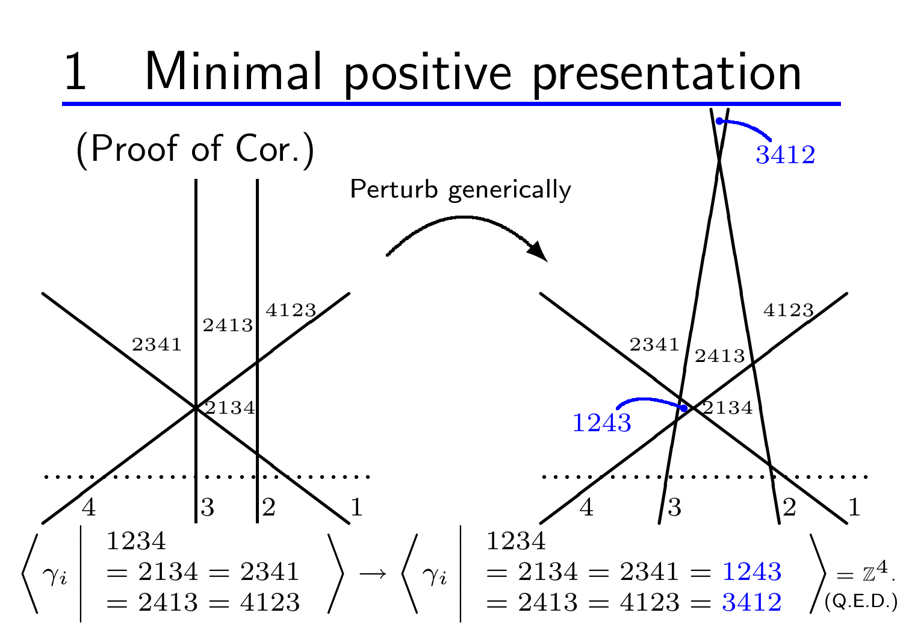# 1 Minimal positive presentation

(Proof of Cor.)

Perturb generically

$$\left\langle \gamma_i \;\middle|\; \begin{array}{l} 1234 \\ = 2134 = 2341 \\ = 2413 = 4123 \end{array} \right\rangle \to \left\langle \gamma_i \;\middle|\; \begin{array}{l} 1234 \\ = 2134 = 2341 = 1243 \\ = 2413 = 4123 = 3412 \end{array} \right\rangle = \mathbb{Z}^4.$$

(Q.E.D.)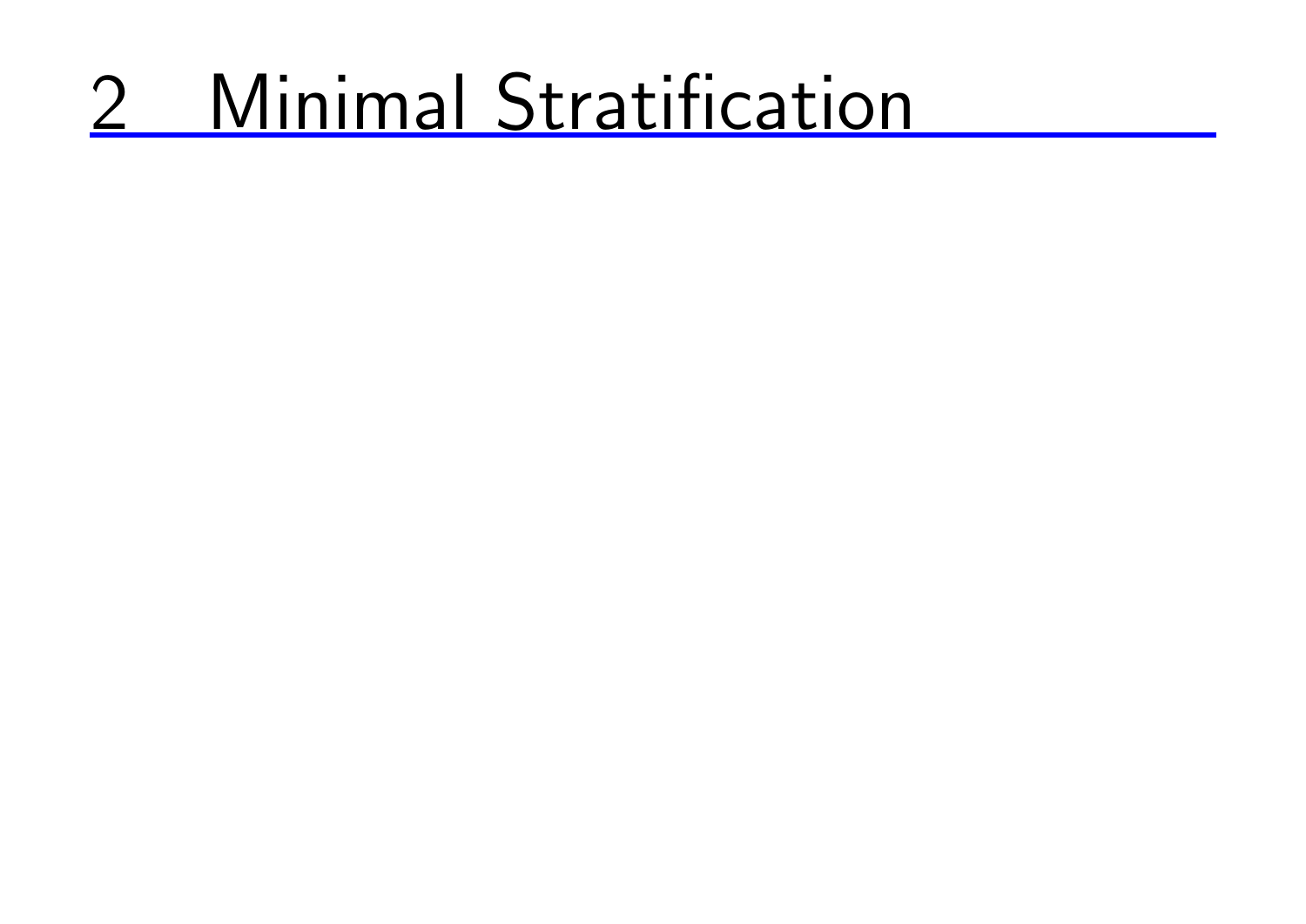# 2 Minimal Stratification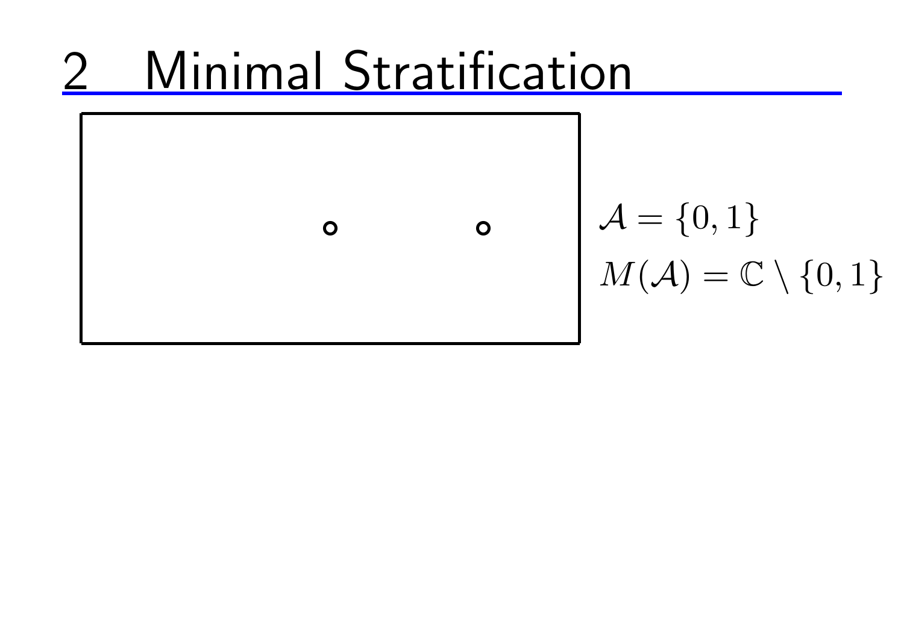# 2 Minimal Stratification

$\mathcal{A} = \{0, 1\}$

$M(\mathcal{A}) = \mathbb{C} \setminus \{0, 1\}$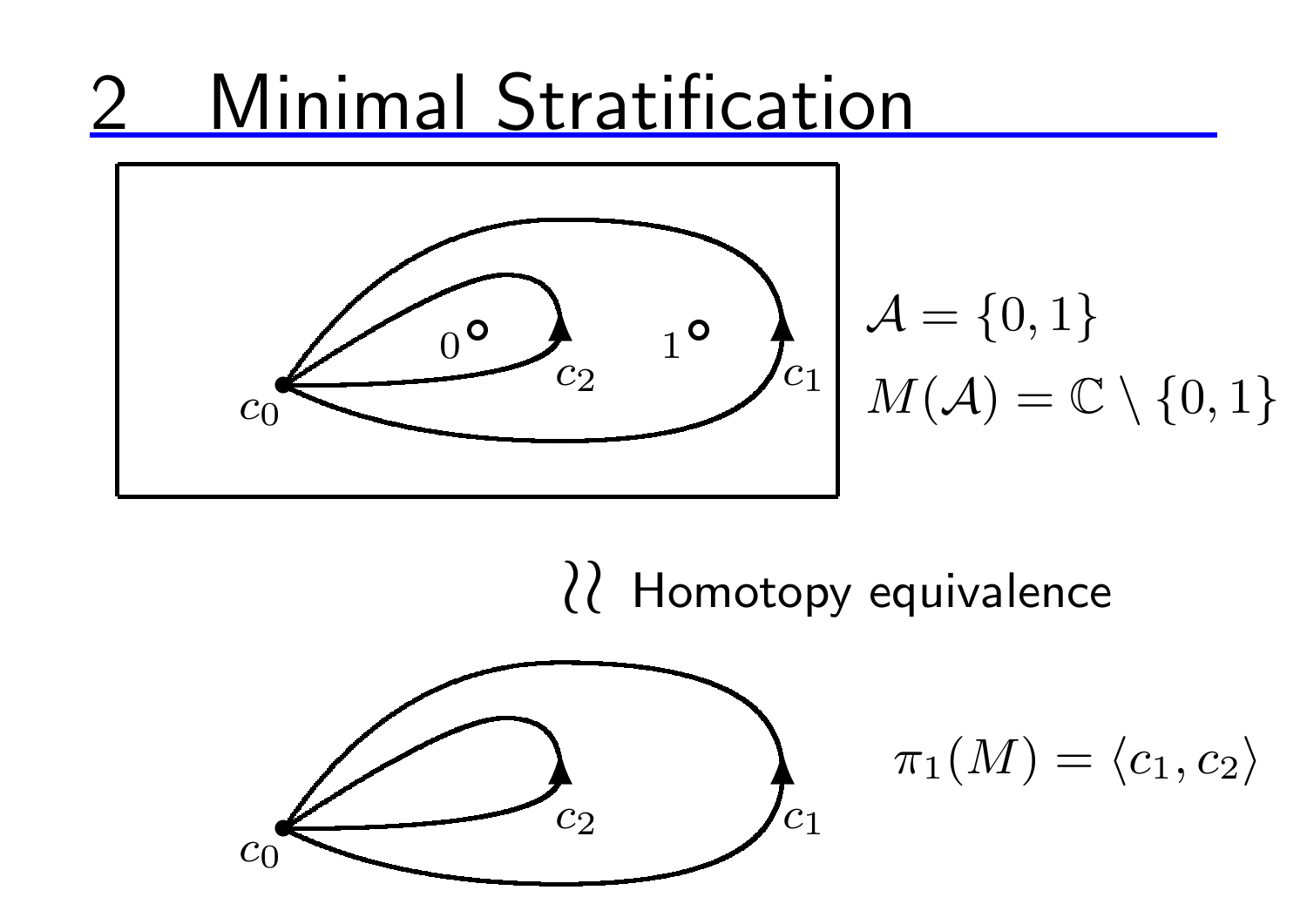# 2 Minimal Stratification

$\mathcal{A} = \{0, 1\}$

$M(\mathcal{A}) = \mathbb{C} \setminus \{0, 1\}$

$\wr\wr$ Homotopy equivalence

$\pi_1(M) = \langle c_1, c_2 \rangle$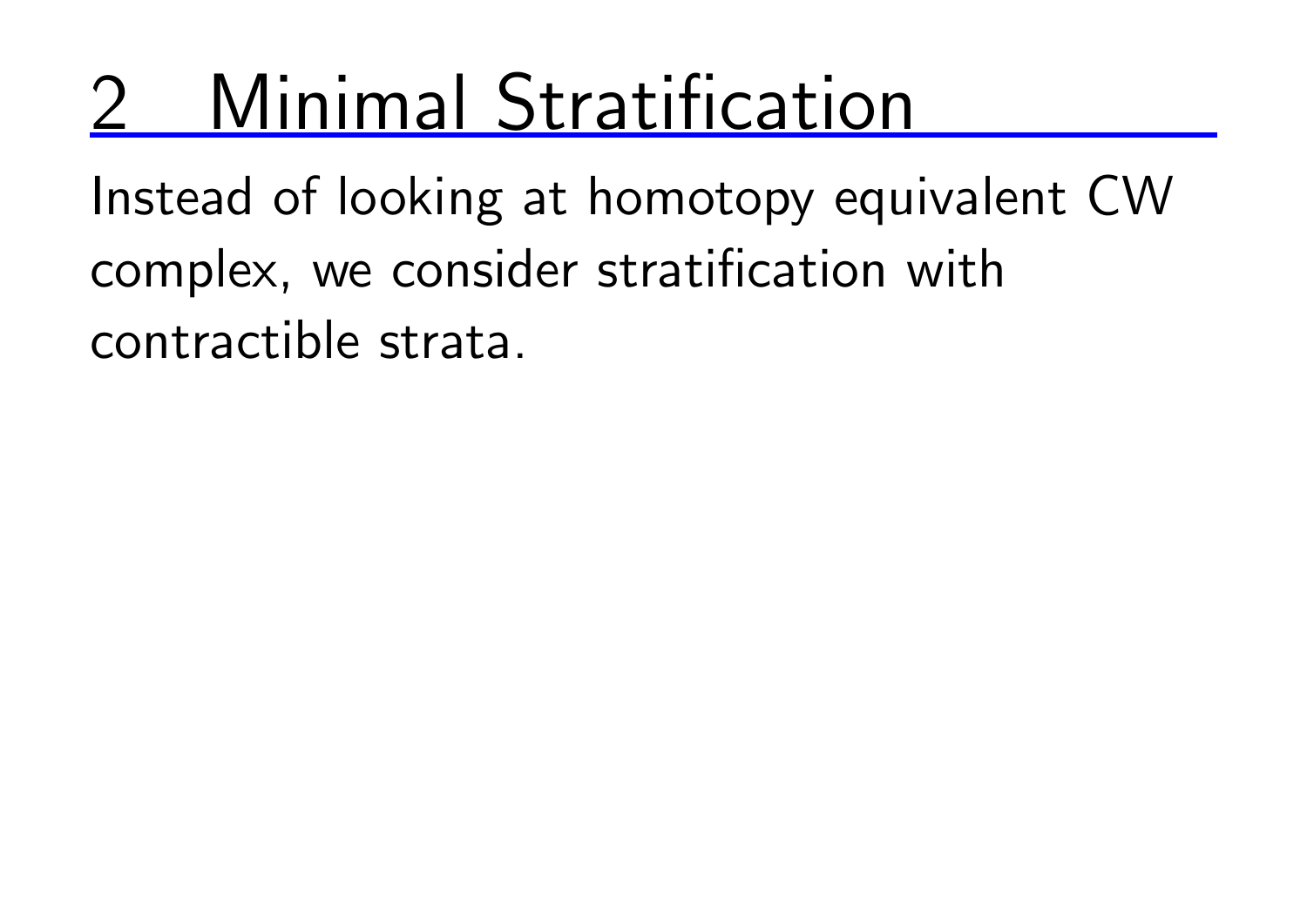# 2 Minimal Stratification

Instead of looking at homotopy equivalent CW complex, we consider stratification with contractible strata.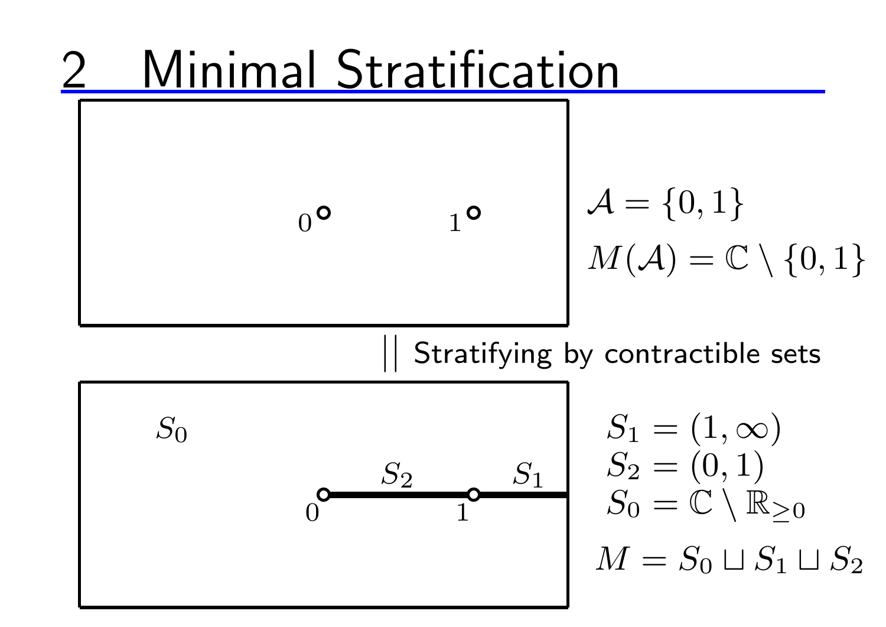# 2 Minimal Stratification

$0$ $1$

$\mathcal{A} = \{0, 1\}$

$M(\mathcal{A}) = \mathbb{C} \setminus \{0, 1\}$

$||$ Stratifying by contractible sets

$S_0$ $S_2$ $S_1$ $0$ $1$

$S_1 = (1, \infty)$

$S_2 = (0, 1)$

$S_0 = \mathbb{C} \setminus \mathbb{R}_{\geq 0}$

$M = S_0 \sqcup S_1 \sqcup S_2$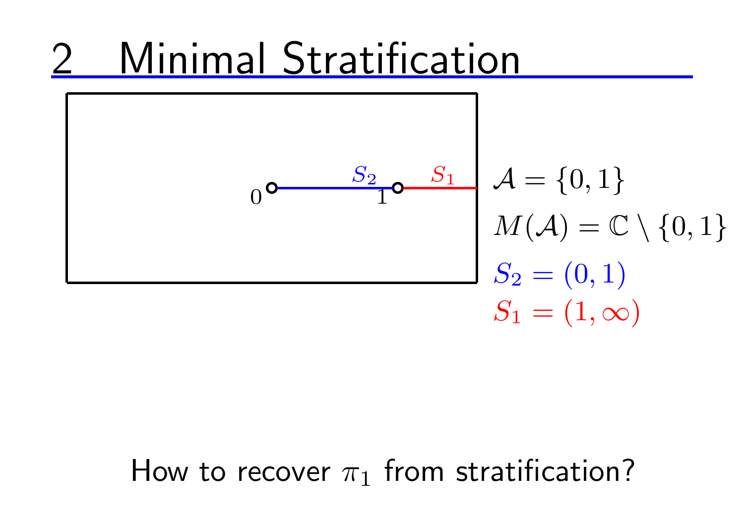# 2 Minimal Stratification

$\mathcal{A} = \{0, 1\}$

$M(\mathcal{A}) = \mathbb{C} \setminus \{0, 1\}$

$S_2 = (0, 1)$

$S_1 = (1, \infty)$

How to recover $\pi_1$ from stratification?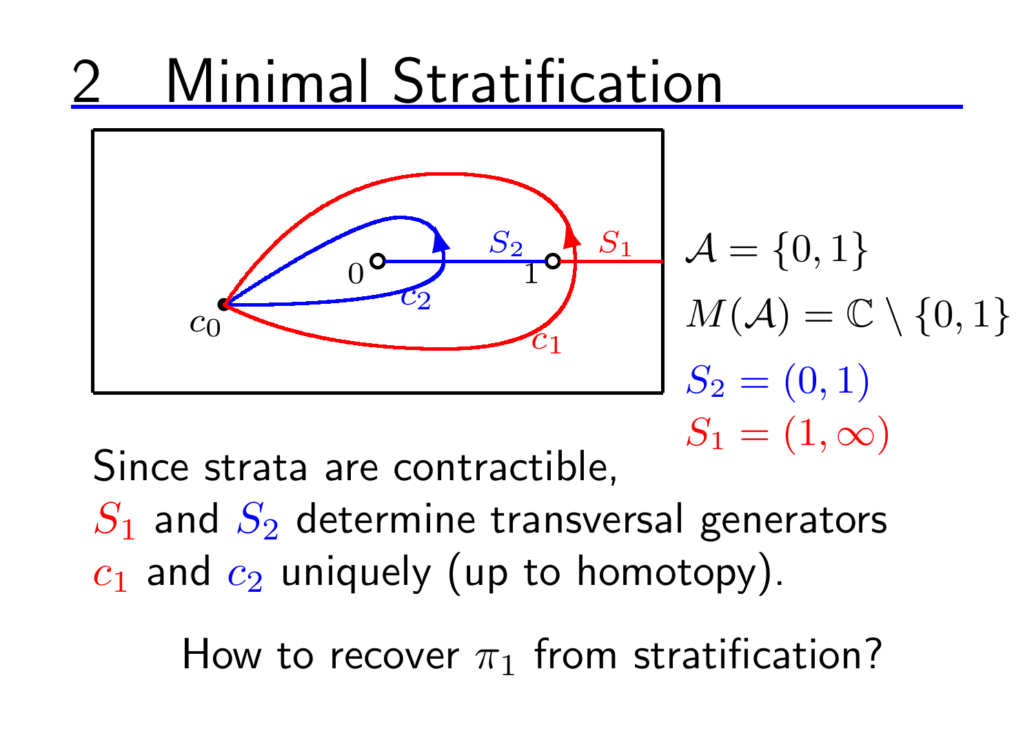# 2 Minimal Stratification

$\mathcal{A} = \{0, 1\}$

$M(\mathcal{A}) = \mathbb{C} \setminus \{0, 1\}$

$S_2 = (0, 1)$

$S_1 = (1, \infty)$

Since strata are contractible,
$S_1$ and $S_2$ determine transversal generators
$c_1$ and $c_2$ uniquely (up to homotopy).

How to recover $\pi_1$ from stratification?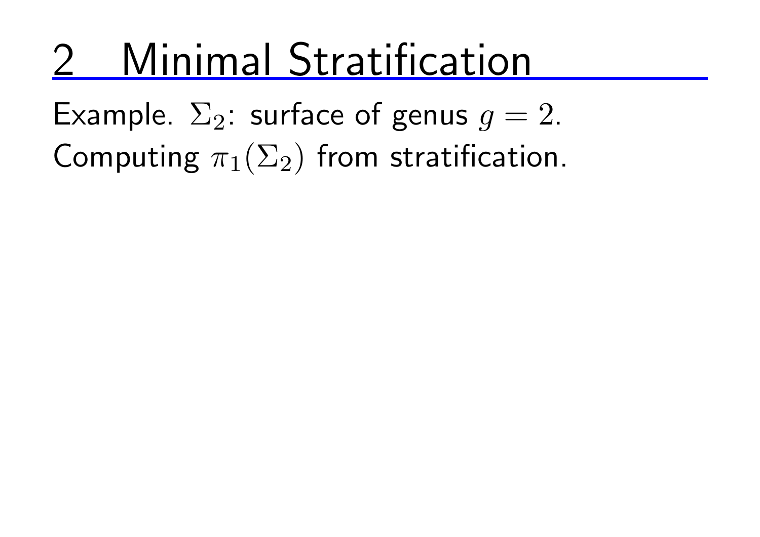# 2 Minimal Stratification

Example. $\Sigma_2$: surface of genus $g = 2$.
Computing $\pi_1(\Sigma_2)$ from stratification.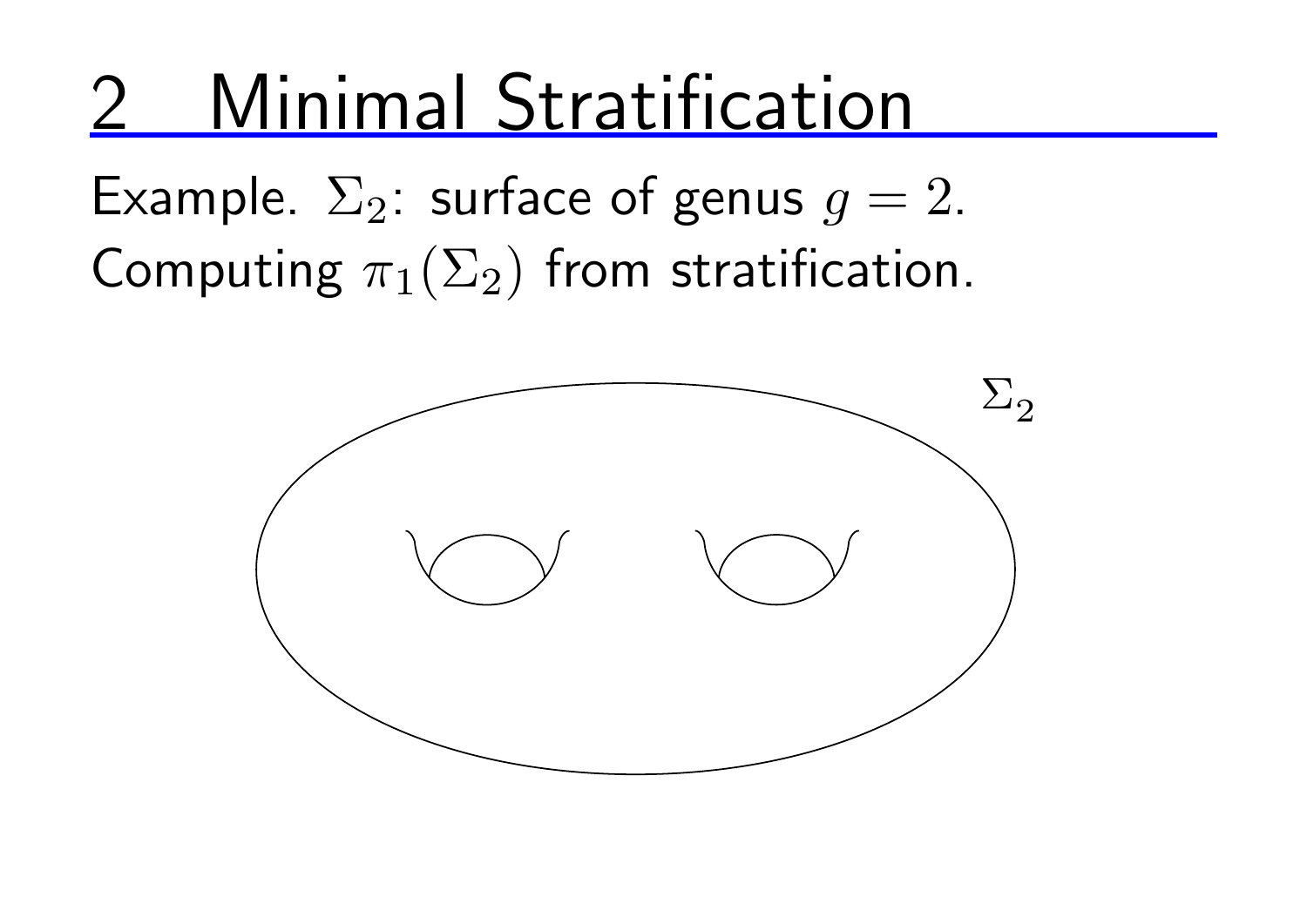# 2 Minimal Stratification

Example. $\Sigma_2$: surface of genus $g = 2$.
Computing $\pi_1(\Sigma_2)$ from stratification.

$\Sigma_2$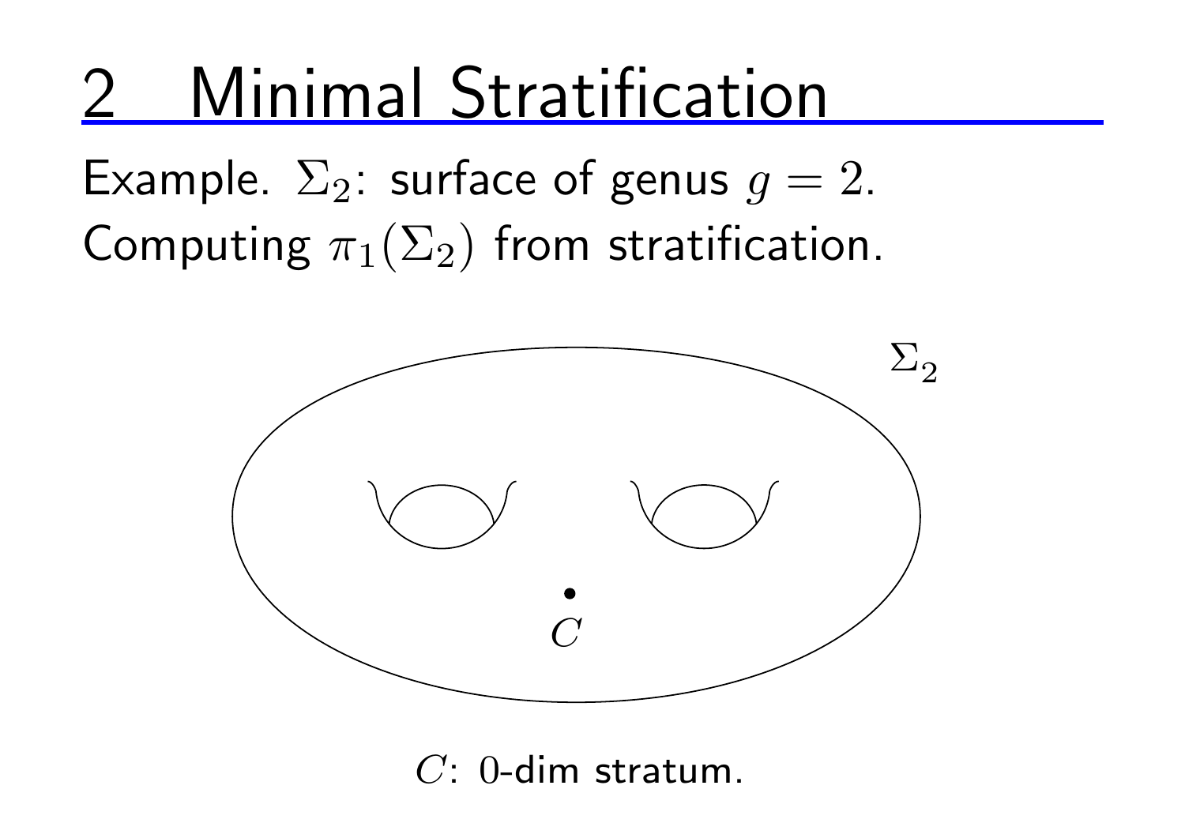# 2 Minimal Stratification

Example. $\Sigma_2$: surface of genus $g = 2$.
Computing $\pi_1(\Sigma_2)$ from stratification.

$\Sigma_2$

$C$

$C$: $0$-dim stratum.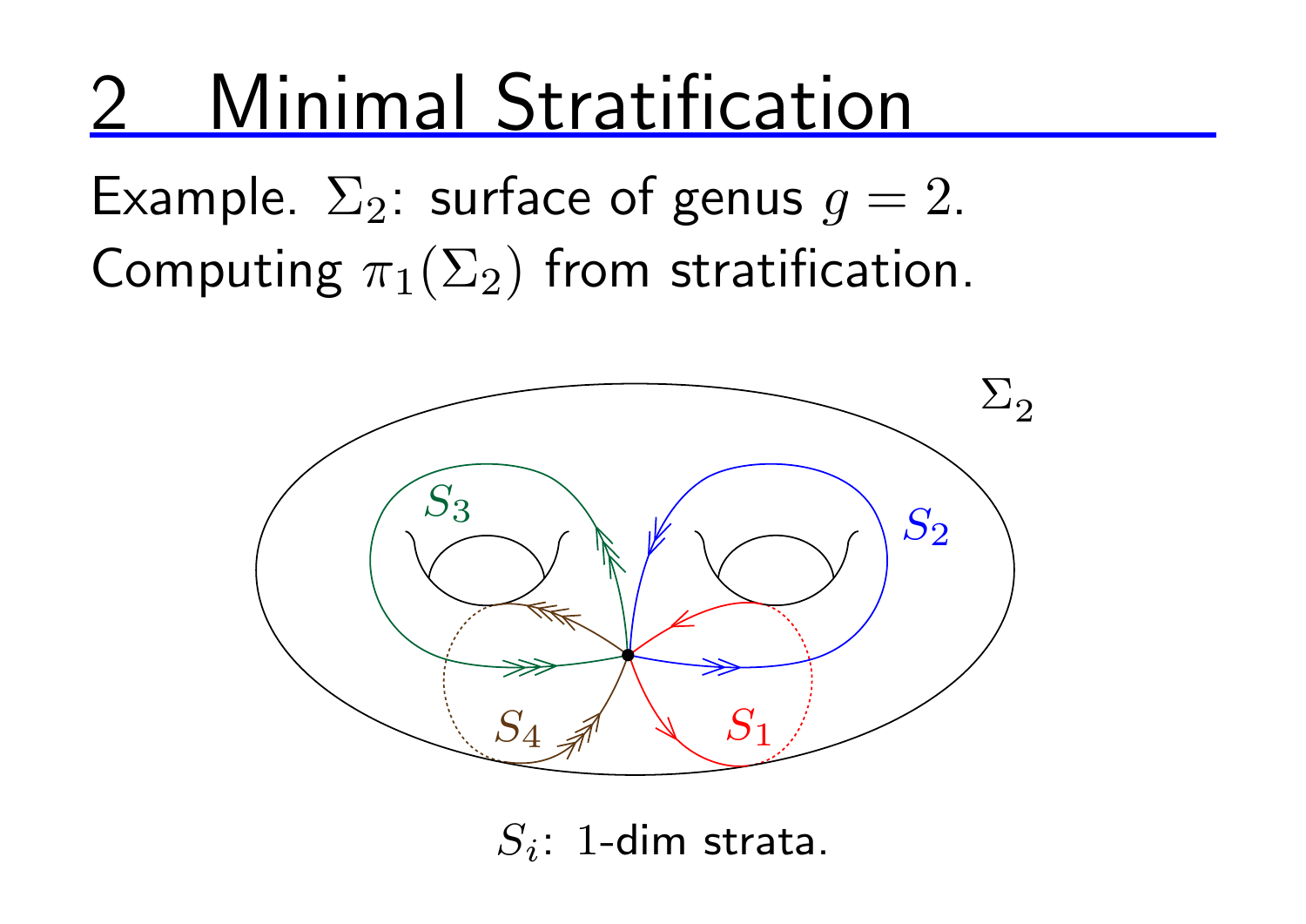# 2 Minimal Stratification

Example. $\Sigma_2$: surface of genus $g = 2$.
Computing $\pi_1(\Sigma_2)$ from stratification.

$S_i$: 1-dim strata.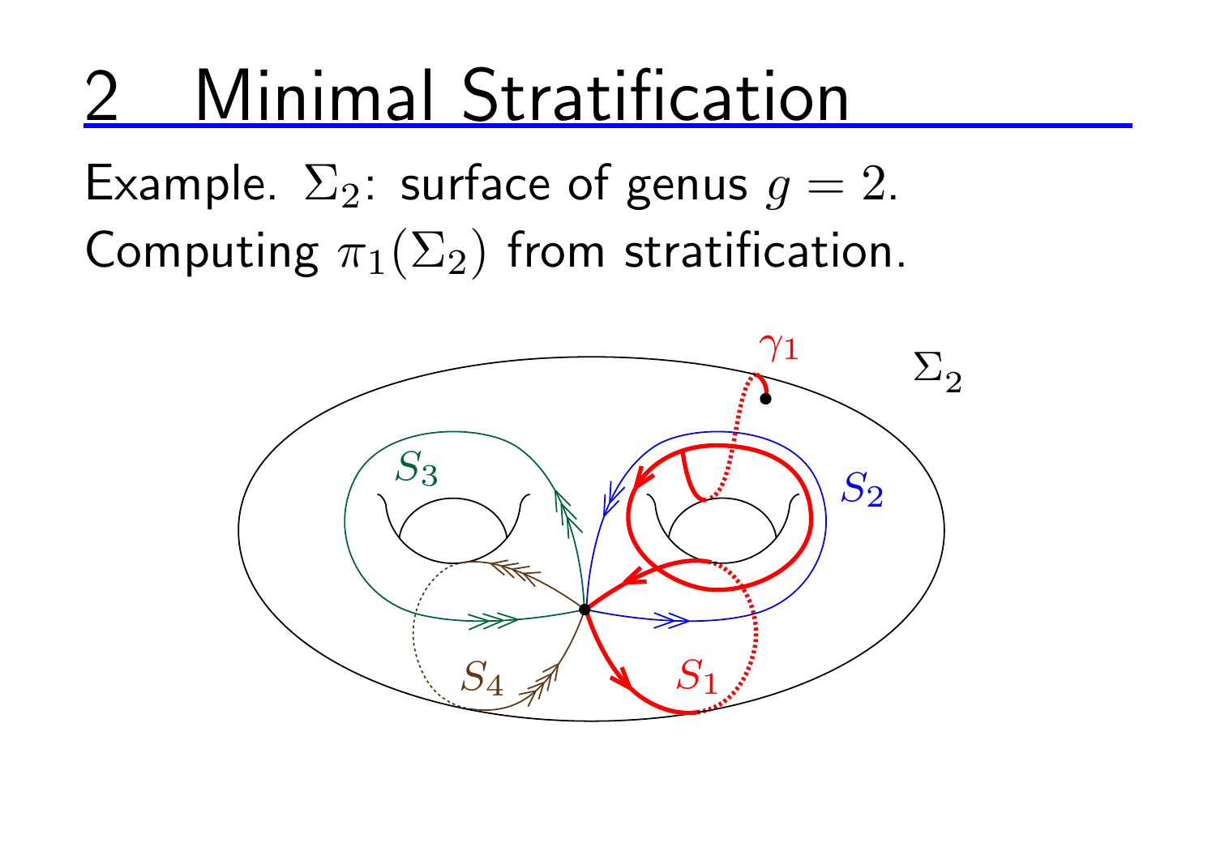# 2 Minimal Stratification

Example. $\Sigma_2$: surface of genus $g = 2$.
Computing $\pi_1(\Sigma_2)$ from stratification.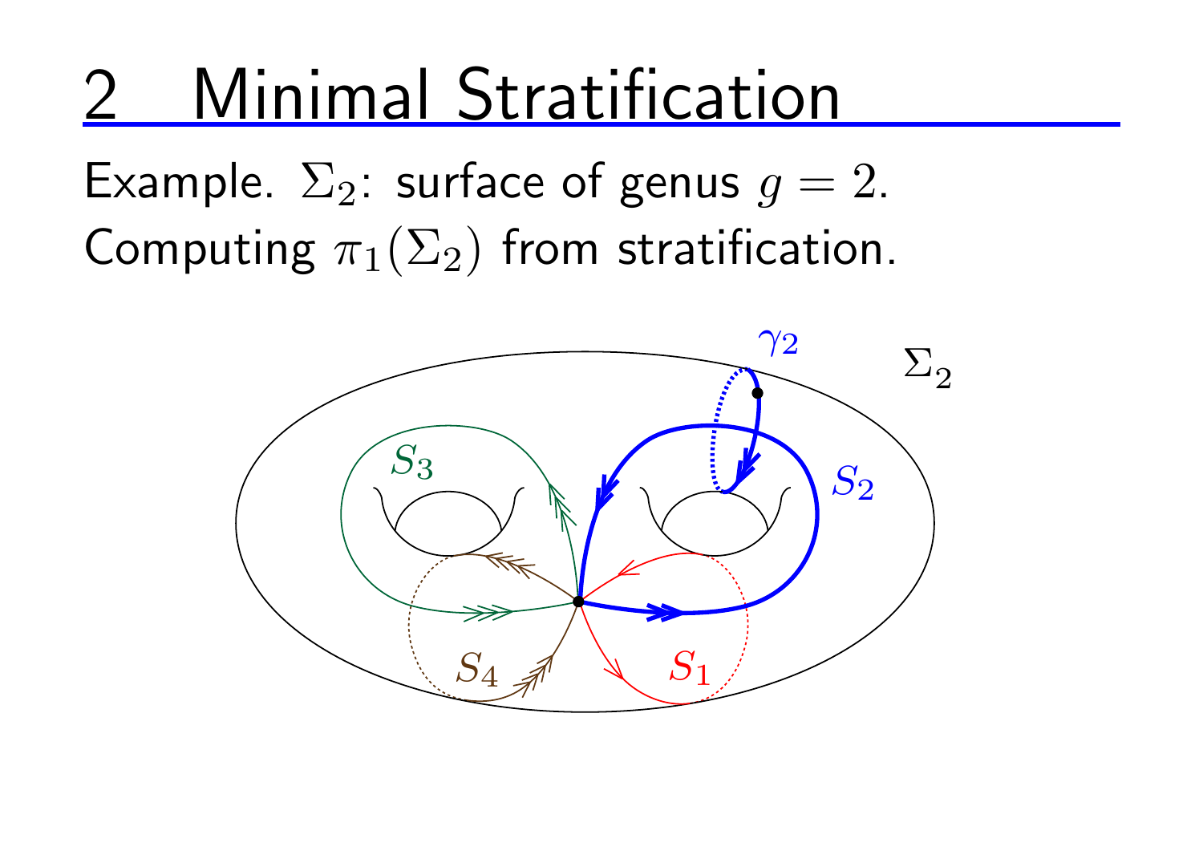# 2 Minimal Stratification

Example. $\Sigma_2$: surface of genus $g = 2$.

Computing $\pi_1(\Sigma_2)$ from stratification.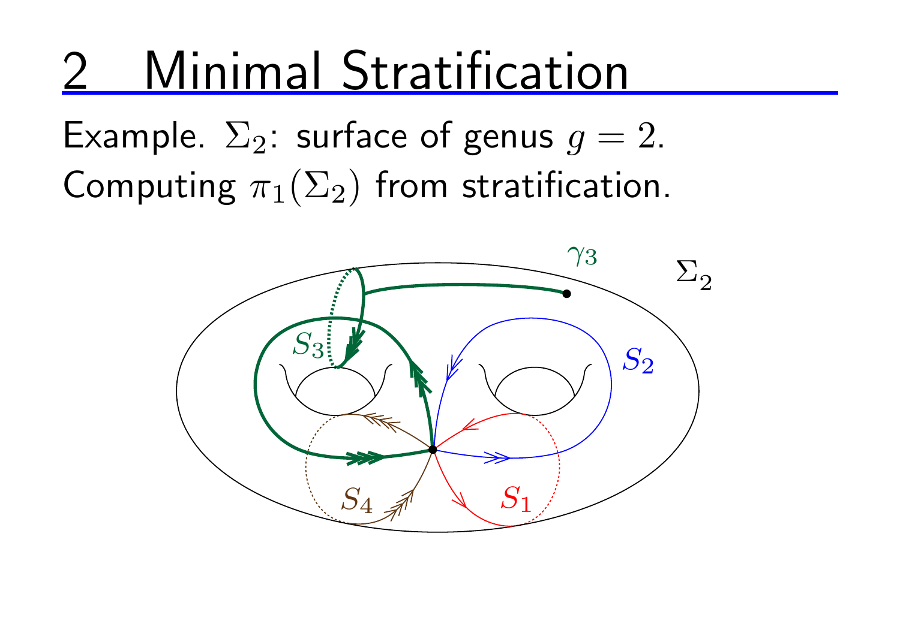# 2 Minimal Stratification

Example. $\Sigma_2$: surface of genus $g = 2$.
Computing $\pi_1(\Sigma_2)$ from stratification.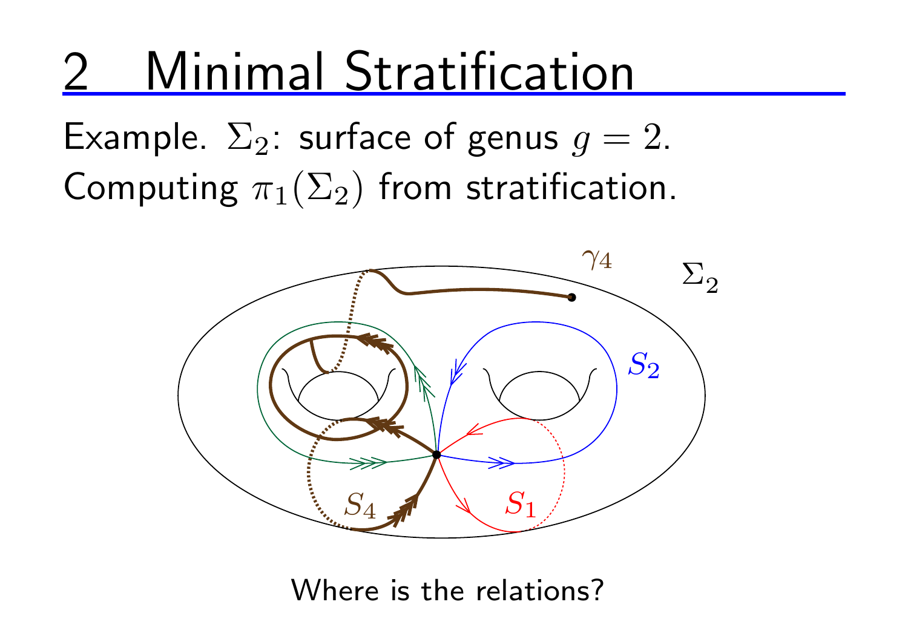# 2 Minimal Stratification

Example. $\Sigma_2$: surface of genus $g = 2$.

Computing $\pi_1(\Sigma_2)$ from stratification.

Where is the relations?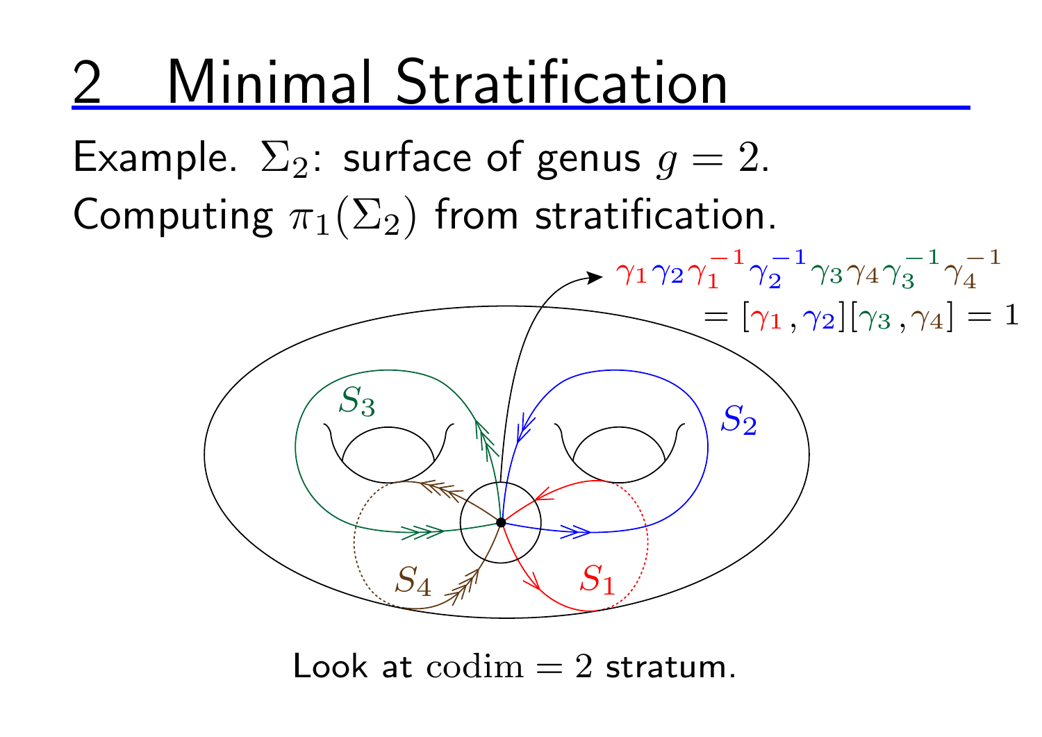# 2 Minimal Stratification

Example. $\Sigma_2$: surface of genus $g = 2$.

Computing $\pi_1(\Sigma_2)$ from stratification.

$$\gamma_1 \gamma_2 \gamma_1^{-1} \gamma_2^{-1} \gamma_3 \gamma_4 \gamma_3^{-1} \gamma_4^{-1} = [\gamma_1, \gamma_2][\gamma_3, \gamma_4] = 1$$

$S_3$ $S_2$ $S_4$ $S_1$

Look at $\mathrm{codim} = 2$ stratum.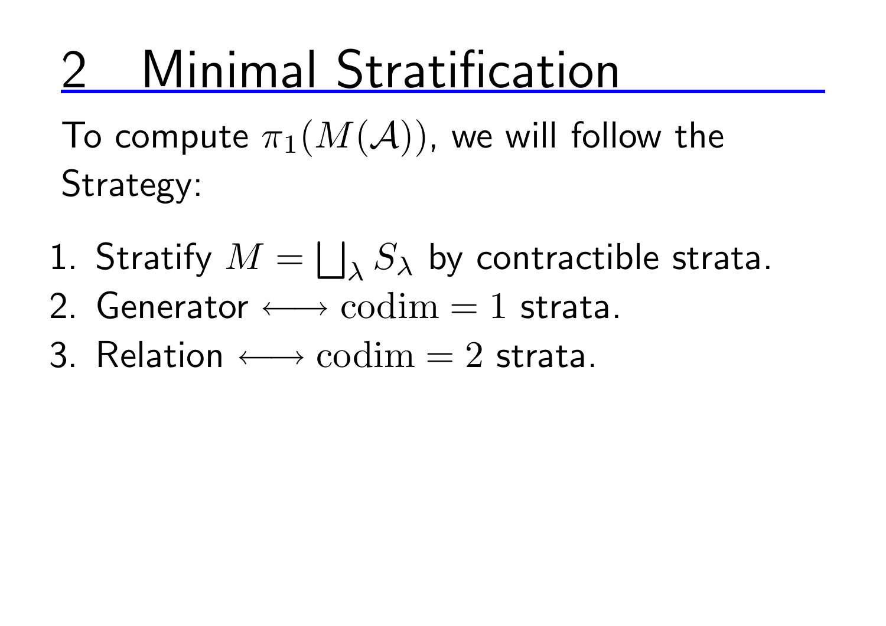# 2 Minimal Stratification

To compute $\pi_1(M(\mathcal{A}))$, we will follow the Strategy:

1. Stratify $M = \bigsqcup_\lambda S_\lambda$ by contractible strata.
2. Generator $\longleftrightarrow \mathrm{codim} = 1$ strata.
3. Relation $\longleftrightarrow \mathrm{codim} = 2$ strata.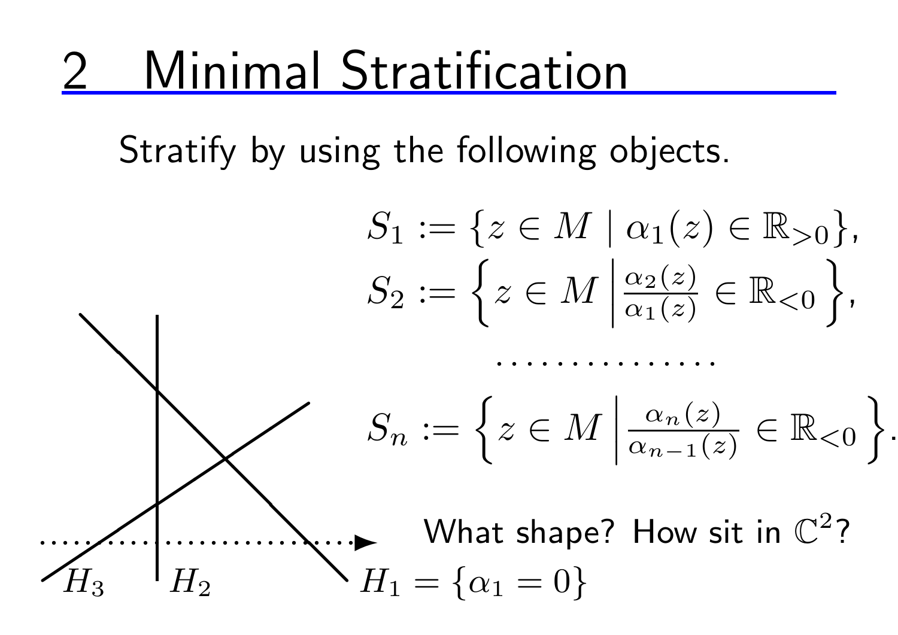## 2 Minimal Stratification

Stratify by using the following objects.

$$S_1 := \{z \in M \mid \alpha_1(z) \in \mathbb{R}_{>0}\},$$

$$S_2 := \left\{z \in M \,\middle|\, \frac{\alpha_2(z)}{\alpha_1(z)} \in \mathbb{R}_{<0}\right\},$$

$$\cdots\cdots\cdots\cdots\cdots$$

$$S_n := \left\{z \in M \,\middle|\, \frac{\alpha_n(z)}{\alpha_{n-1}(z)} \in \mathbb{R}_{<0}\right\}.$$

What shape? How sit in $\mathbb{C}^2$?

$H_3$ $H_2$ $H_1 = \{\alpha_1 = 0\}$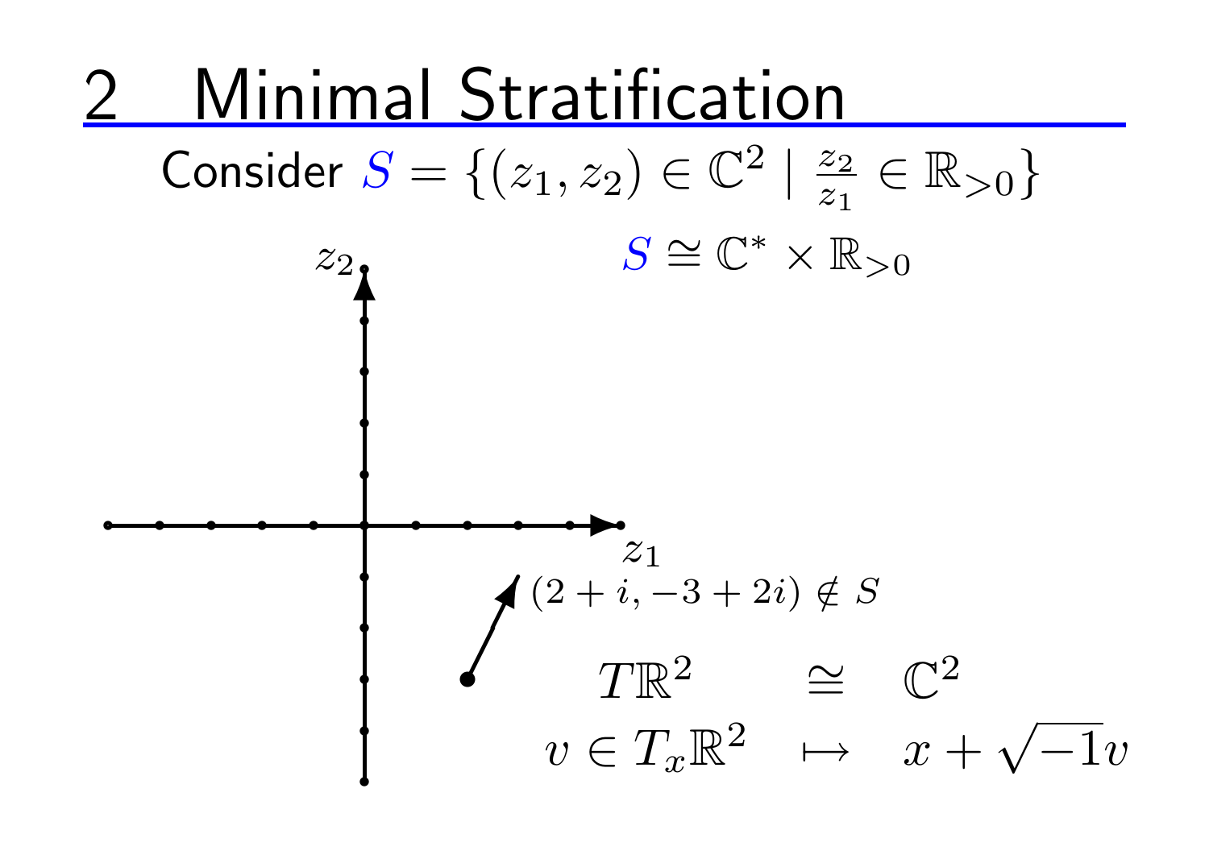## 2 Minimal Stratification

Consider $S = \{(z_1, z_2) \in \mathbb{C}^2 \mid \frac{z_2}{z_1} \in \mathbb{R}_{>0}\}$

$S \cong \mathbb{C}^* \times \mathbb{R}_{>0}$

$z_2$

$z_1$

$(2+i, -3+2i) \notin S$

$$
\begin{array}{ccc}
T\mathbb{R}^2 & \cong & \mathbb{C}^2 \\
v \in T_x\mathbb{R}^2 & \mapsto & x + \sqrt{-1}v
\end{array}
$$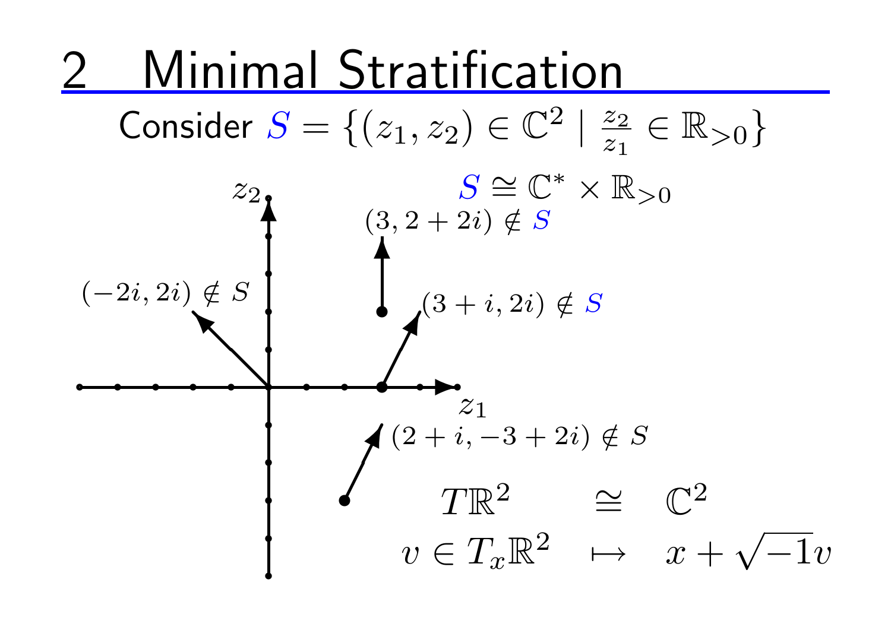# 2 Minimal Stratification

Consider $S = \{(z_1, z_2) \in \mathbb{C}^2 \mid \frac{z_2}{z_1} \in \mathbb{R}_{>0}\}$

$S \cong \mathbb{C}^* \times \mathbb{R}_{>0}$

$(3, 2+2i) \notin S$

$(-2i, 2i) \notin S$

$(3+i, 2i) \notin S$

$(2+i, -3+2i) \notin S$

$$
\begin{array}{ccc}
T\mathbb{R}^2 & \cong & \mathbb{C}^2 \\
v \in T_x\mathbb{R}^2 & \mapsto & x + \sqrt{-1}v
\end{array}
$$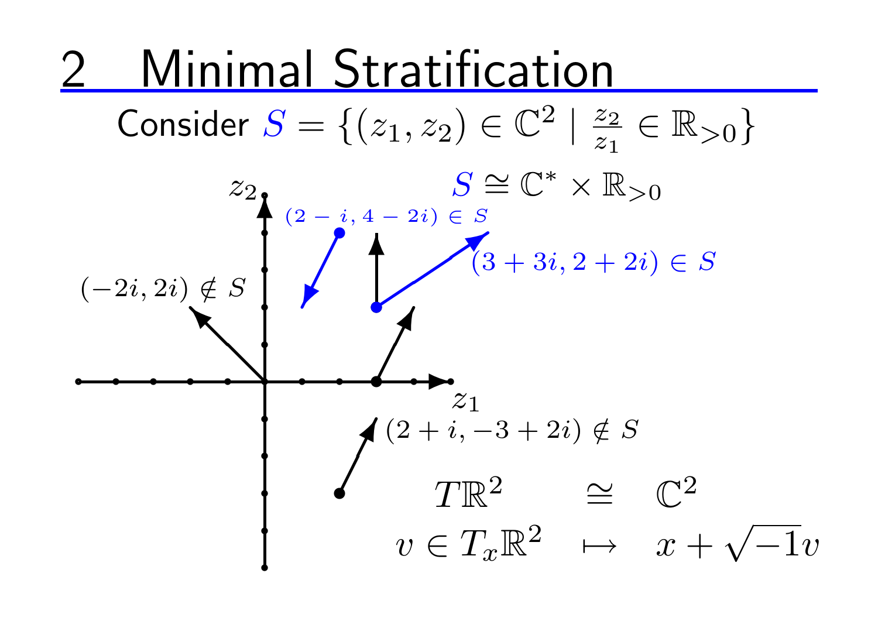# 2 Minimal Stratification

Consider $S = \{(z_1, z_2) \in \mathbb{C}^2 \mid \frac{z_2}{z_1} \in \mathbb{R}_{>0}\}$

$S \cong \mathbb{C}^* \times \mathbb{R}_{>0}$

$(2 - i, 4 - 2i) \in S$

$(3 + 3i, 2 + 2i) \in S$

$(-2i, 2i) \notin S$

$(2 + i, -3 + 2i) \notin S$

$$
\begin{array}{ccc}
T\mathbb{R}^2 & \cong & \mathbb{C}^2 \\
v \in T_x\mathbb{R}^2 & \mapsto & x + \sqrt{-1}v
\end{array}
$$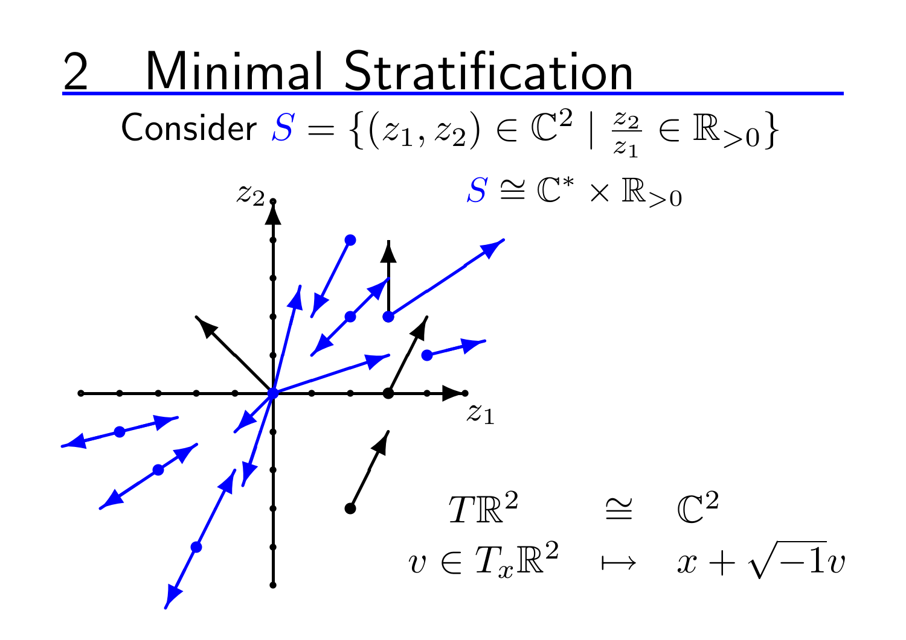# 2 Minimal Stratification

Consider $S = \{(z_1, z_2) \in \mathbb{C}^2 \mid \frac{z_2}{z_1} \in \mathbb{R}_{>0}\}$

$S \cong \mathbb{C}^* \times \mathbb{R}_{>0}$

$$
\begin{array}{ccc}
T\mathbb{R}^2 & \cong & \mathbb{C}^2 \\
v \in T_x\mathbb{R}^2 & \mapsto & x + \sqrt{-1}v
\end{array}
$$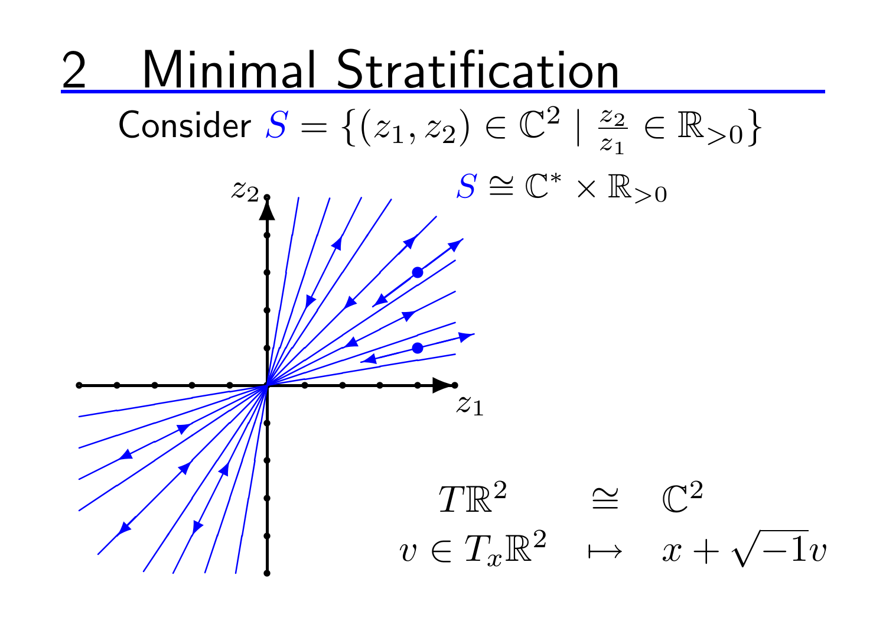# 2 Minimal Stratification

Consider $S = \{(z_1, z_2) \in \mathbb{C}^2 \mid \frac{z_2}{z_1} \in \mathbb{R}_{>0}\}$

$S \cong \mathbb{C}^* \times \mathbb{R}_{>0}$

$$
\begin{array}{ccc}
T\mathbb{R}^2 & \cong & \mathbb{C}^2 \\
v \in T_x\mathbb{R}^2 & \mapsto & x + \sqrt{-1}v
\end{array}
$$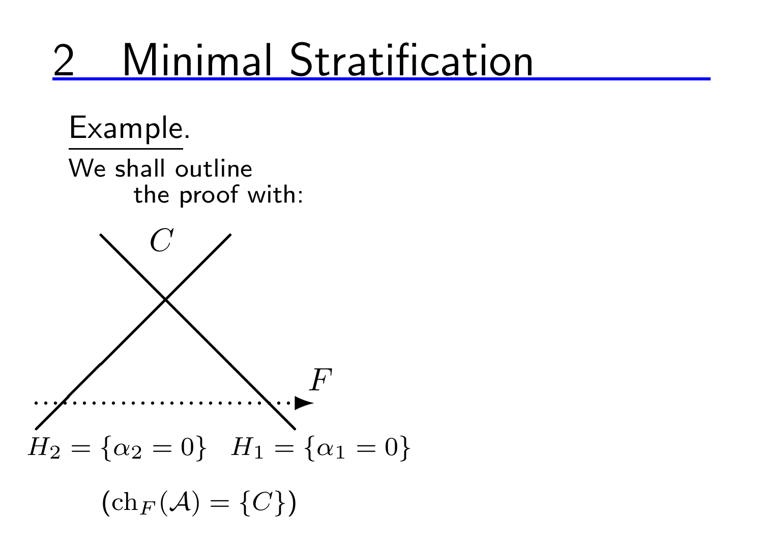# 2 Minimal Stratification

Example.

We shall outline the proof with:

$C$

$F$

$H_2 = \{\alpha_2 = 0\}$ $H_1 = \{\alpha_1 = 0\}$

$(\mathrm{ch}_F(\mathcal{A}) = \{C\})$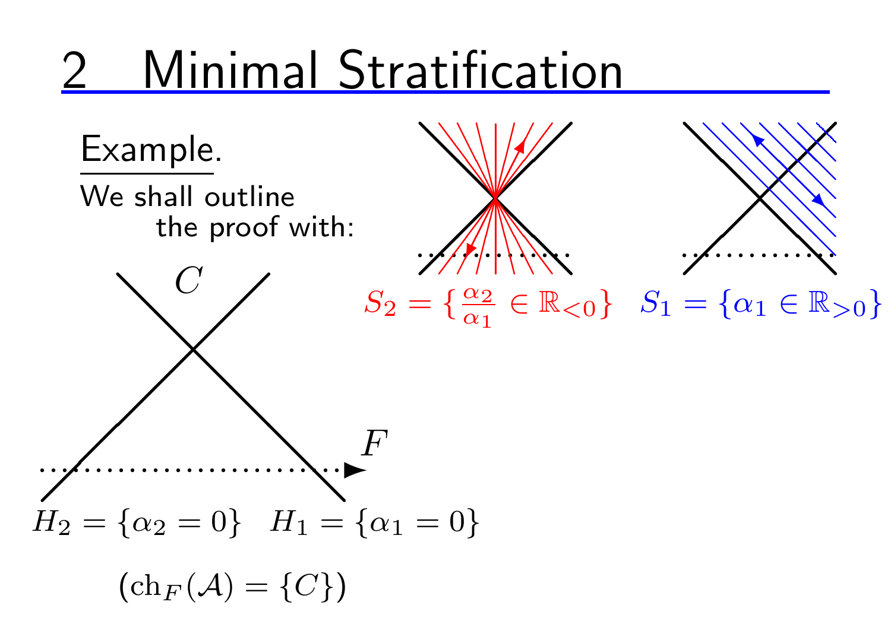# 2 Minimal Stratification

Example.

We shall outline the proof with:

$C$

$F$

$H_2 = \{\alpha_2 = 0\}$ $H_1 = \{\alpha_1 = 0\}$

$(\mathrm{ch}_F(\mathcal{A}) = \{C\})$

$S_2 = \{\frac{\alpha_2}{\alpha_1} \in \mathbb{R}_{<0}\}$ $S_1 = \{\alpha_1 \in \mathbb{R}_{>0}\}$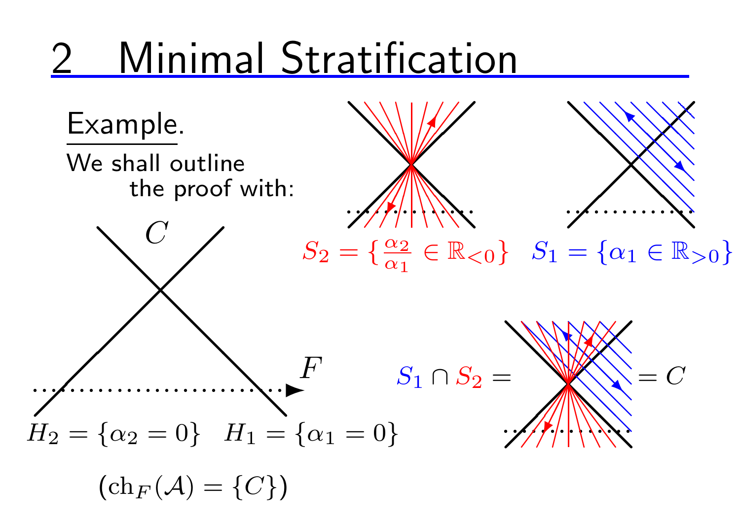## 2 Minimal Stratification

Example.

We shall outline the proof with:

$C$

$F$

$H_2 = \{\alpha_2 = 0\}$ $H_1 = \{\alpha_1 = 0\}$

$(\mathrm{ch}_F(\mathcal{A}) = \{C\})$

$S_2 = \{\frac{\alpha_2}{\alpha_1} \in \mathbb{R}_{<0}\}$ $S_1 = \{\alpha_1 \in \mathbb{R}_{>0}\}$

$S_1 \cap S_2 = \quad = C$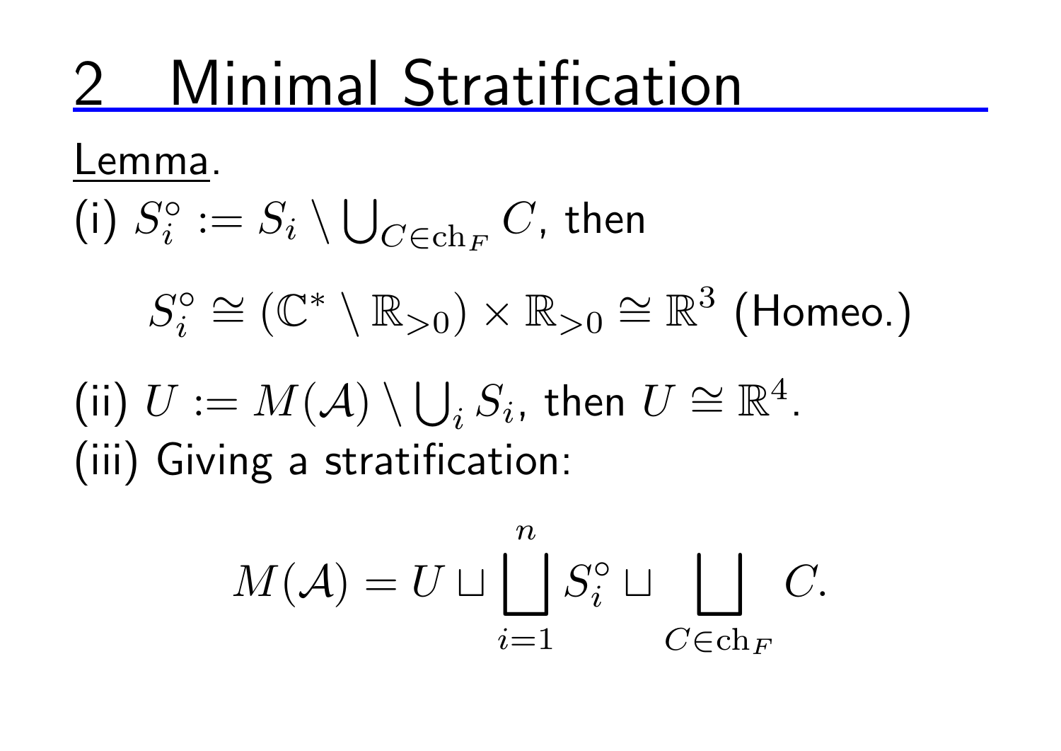## 2 Minimal Stratification

Lemma.

(i) $S_i^\circ := S_i \setminus \bigcup_{C \in \mathrm{ch}_F} C$, then

$$S_i^\circ \cong (\mathbb{C}^* \setminus \mathbb{R}_{>0}) \times \mathbb{R}_{>0} \cong \mathbb{R}^3 \text{ (Homeo.)}$$

(ii) $U := M(\mathcal{A}) \setminus \bigcup_i S_i$, then $U \cong \mathbb{R}^4$.

(iii) Giving a stratification:

$$M(\mathcal{A}) = U \sqcup \bigsqcup_{i=1}^{n} S_i^\circ \sqcup \bigsqcup_{C \in \mathrm{ch}_F} C.$$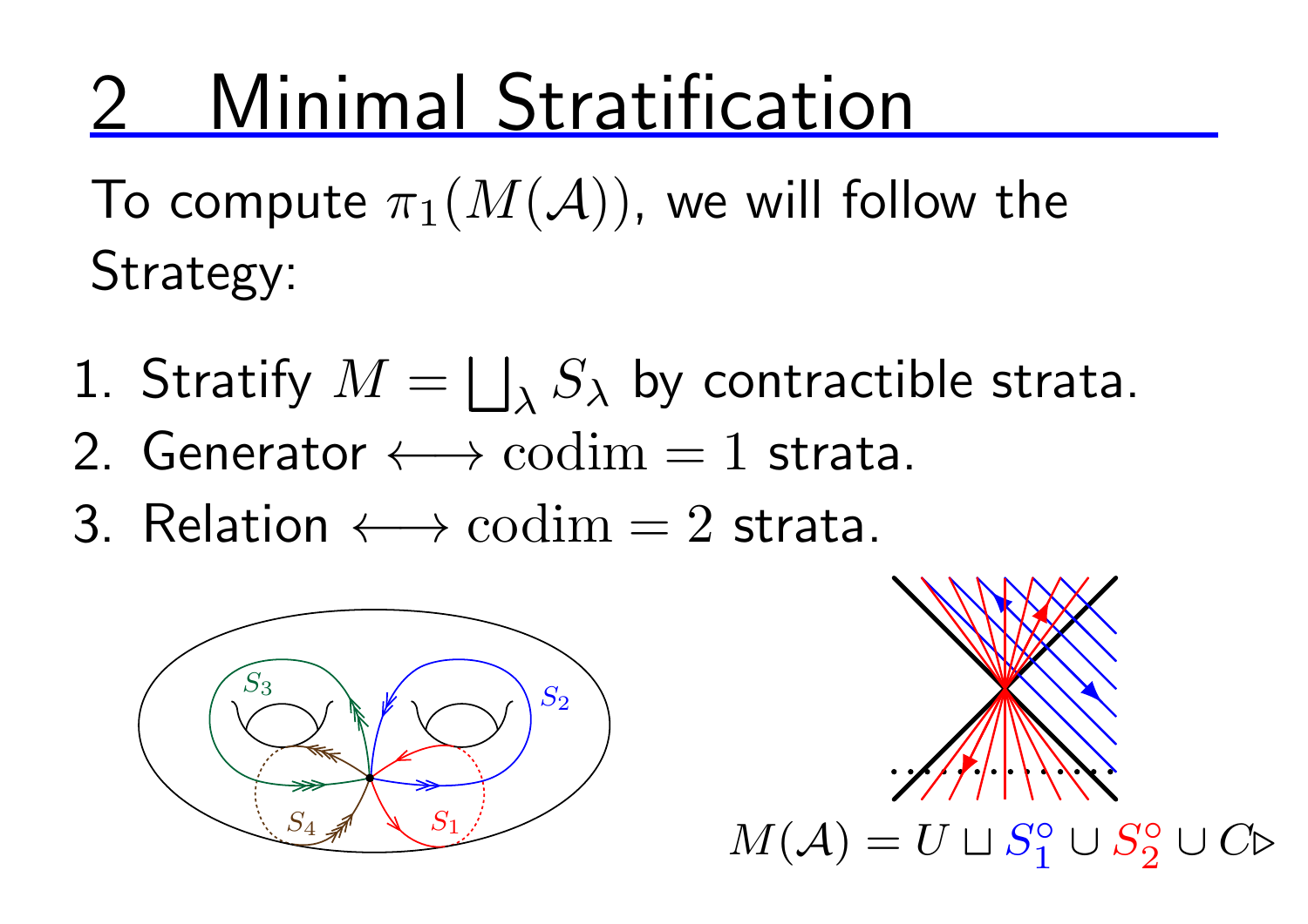# 2 Minimal Stratification

To compute $\pi_1(M(\mathcal{A}))$, we will follow the Strategy:

1. Stratify $M = \bigsqcup_\lambda S_\lambda$ by contractible strata.
2. Generator $\longleftrightarrow$ $\mathrm{codim} = 1$ strata.
3. Relation $\longleftrightarrow$ $\mathrm{codim} = 2$ strata.

$S_3$ $S_2$ $S_4$ $S_1$

$M(\mathcal{A}) = U \sqcup S_1^\circ \cup S_2^\circ \cup C \triangleright$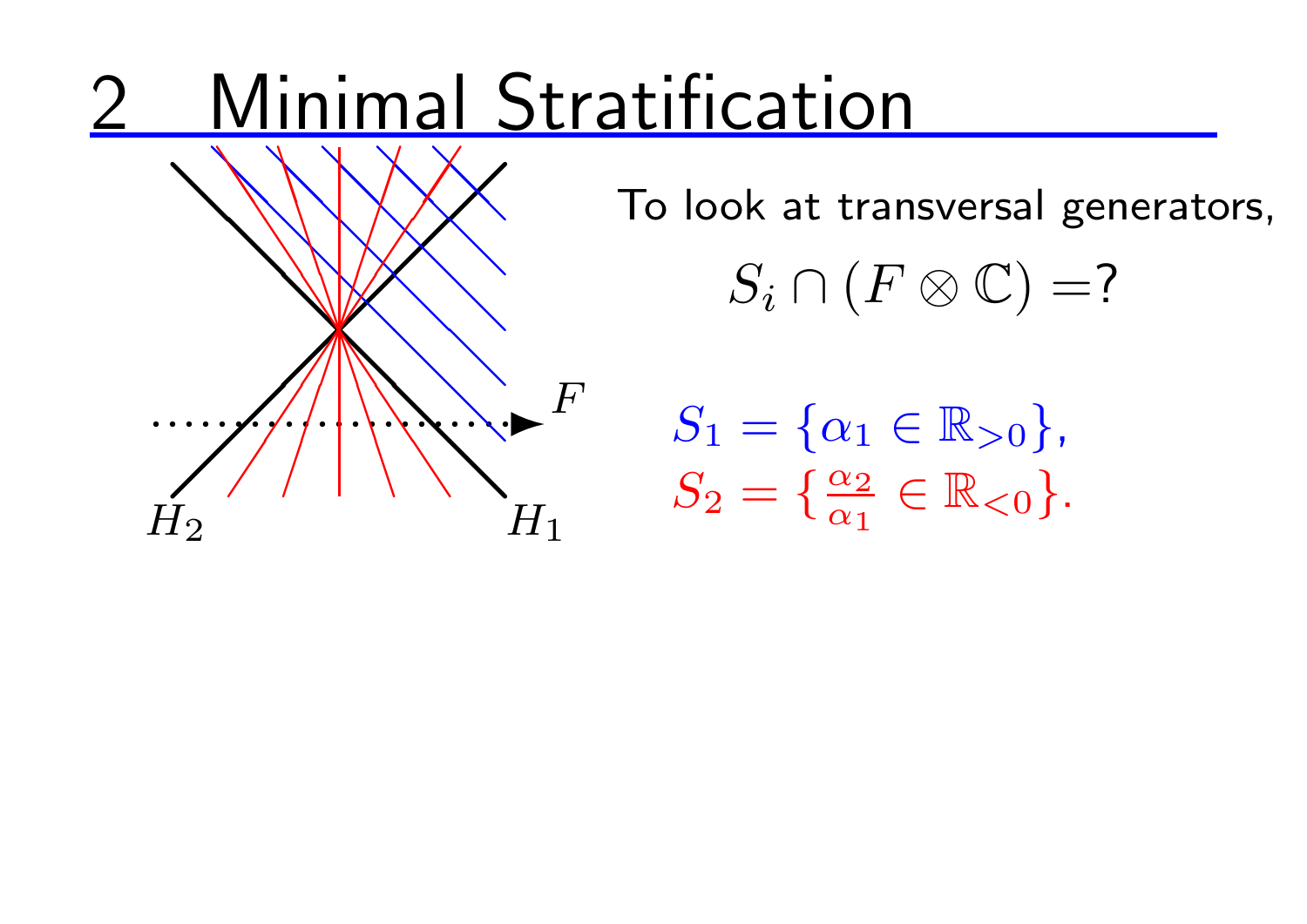# 2 Minimal Stratification

To look at transversal generators,

$$S_i \cap (F \otimes \mathbb{C}) = ?$$

$S_1 = \{\alpha_1 \in \mathbb{R}_{>0}\}$,

$S_2 = \{\frac{\alpha_2}{\alpha_1} \in \mathbb{R}_{<0}\}$.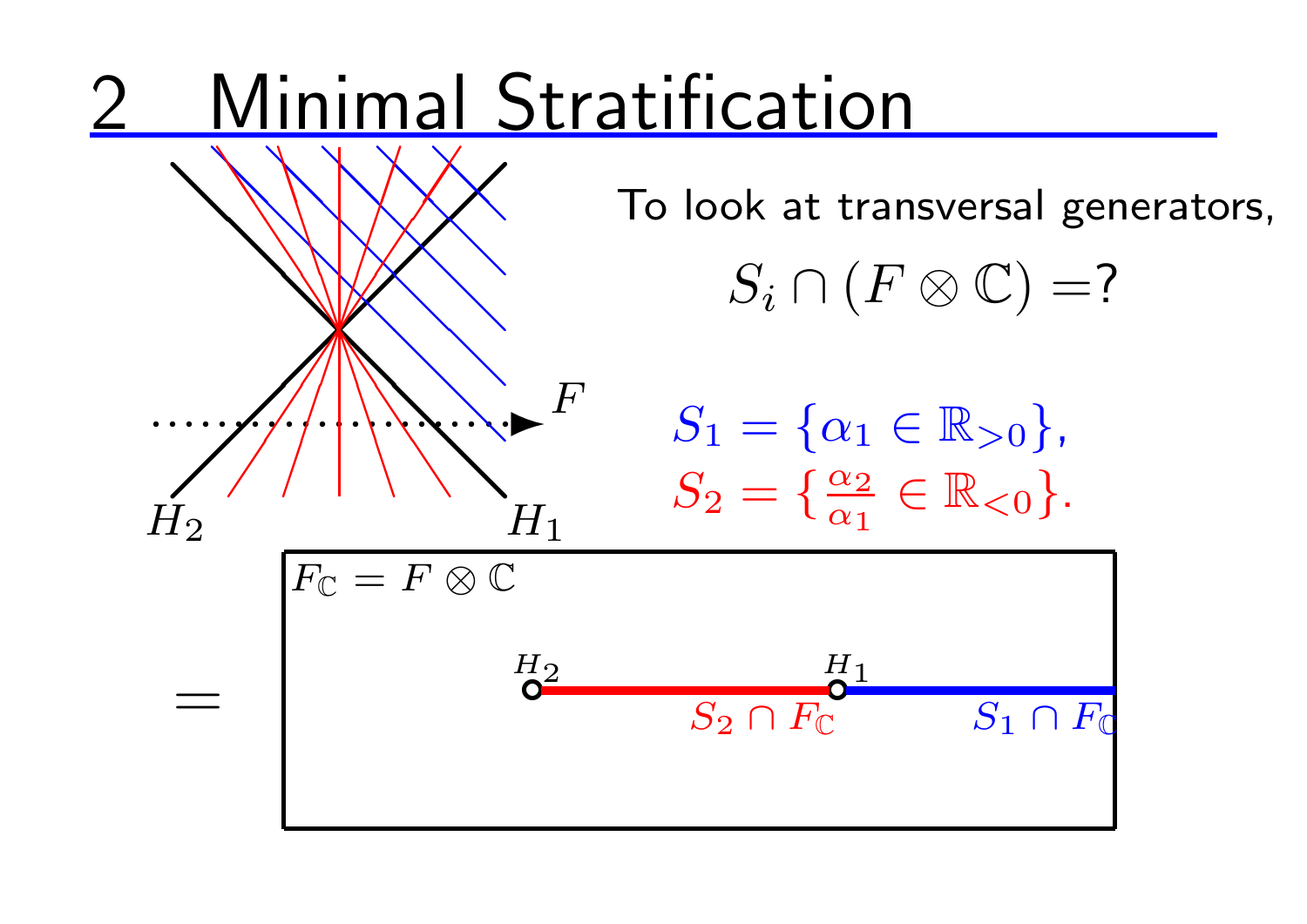# 2 Minimal Stratification

To look at transversal generators,

$$S_i \cap (F \otimes \mathbb{C}) = ?$$

$S_1 = \{\alpha_1 \in \mathbb{R}_{>0}\}$,

$S_2 = \{\frac{\alpha_2}{\alpha_1} \in \mathbb{R}_{<0}\}$.

$F$, $H_1$, $H_2$

$=$ $F_{\mathbb{C}} = F \otimes \mathbb{C}$

$H_2$, $H_1$, $S_2 \cap F_{\mathbb{C}}$, $S_1 \cap F_{\mathbb{C}}$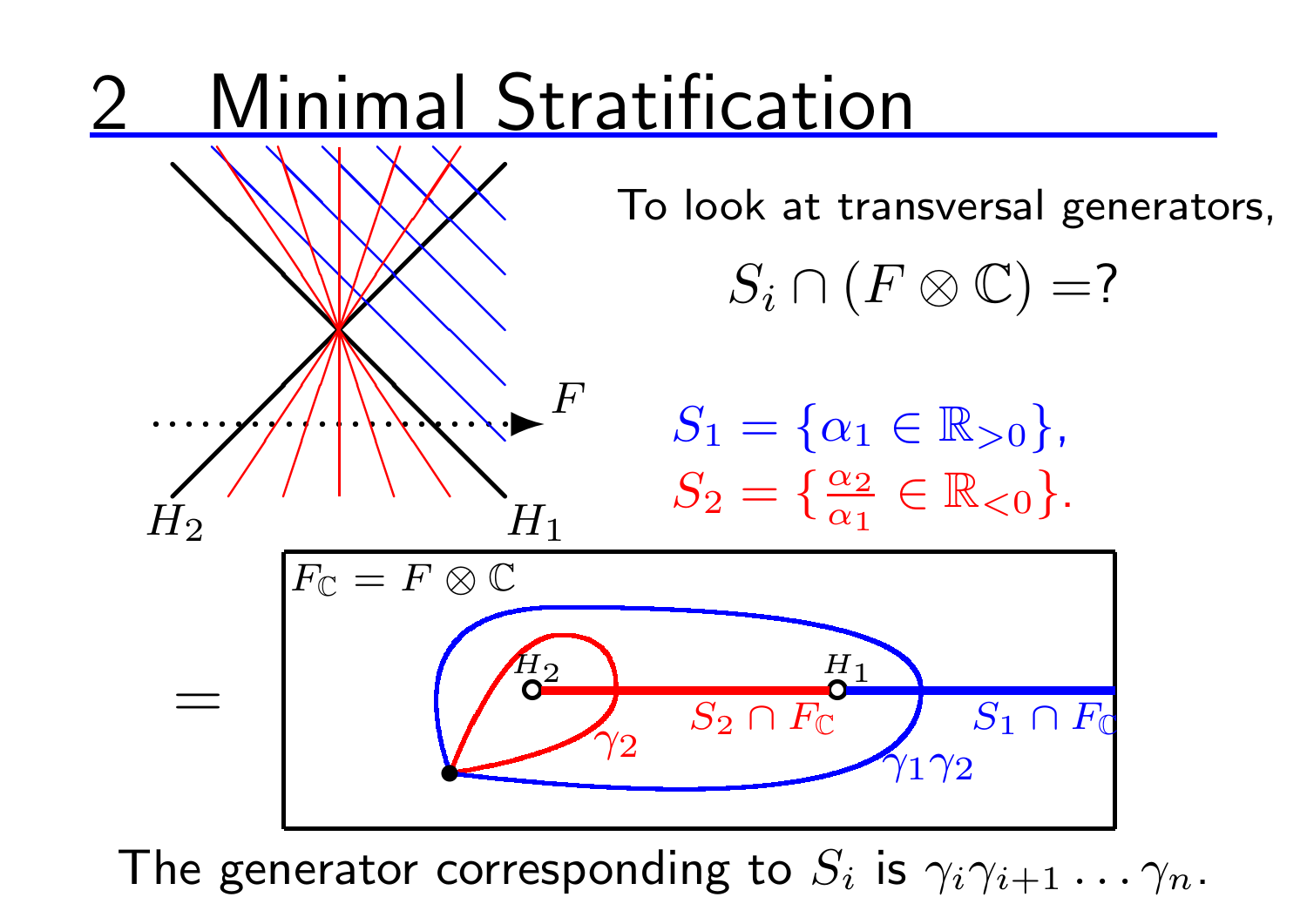# 2 Minimal Stratification

To look at transversal generators,

$$S_i \cap (F \otimes \mathbb{C}) = ?$$

$S_1 = \{\alpha_1 \in \mathbb{R}_{>0}\}$,

$S_2 = \{\frac{\alpha_2}{\alpha_1} \in \mathbb{R}_{<0}\}$.

$F_{\mathbb{C}} = F \otimes \mathbb{C}$

The generator corresponding to $S_i$ is $\gamma_i \gamma_{i+1} \ldots \gamma_n$.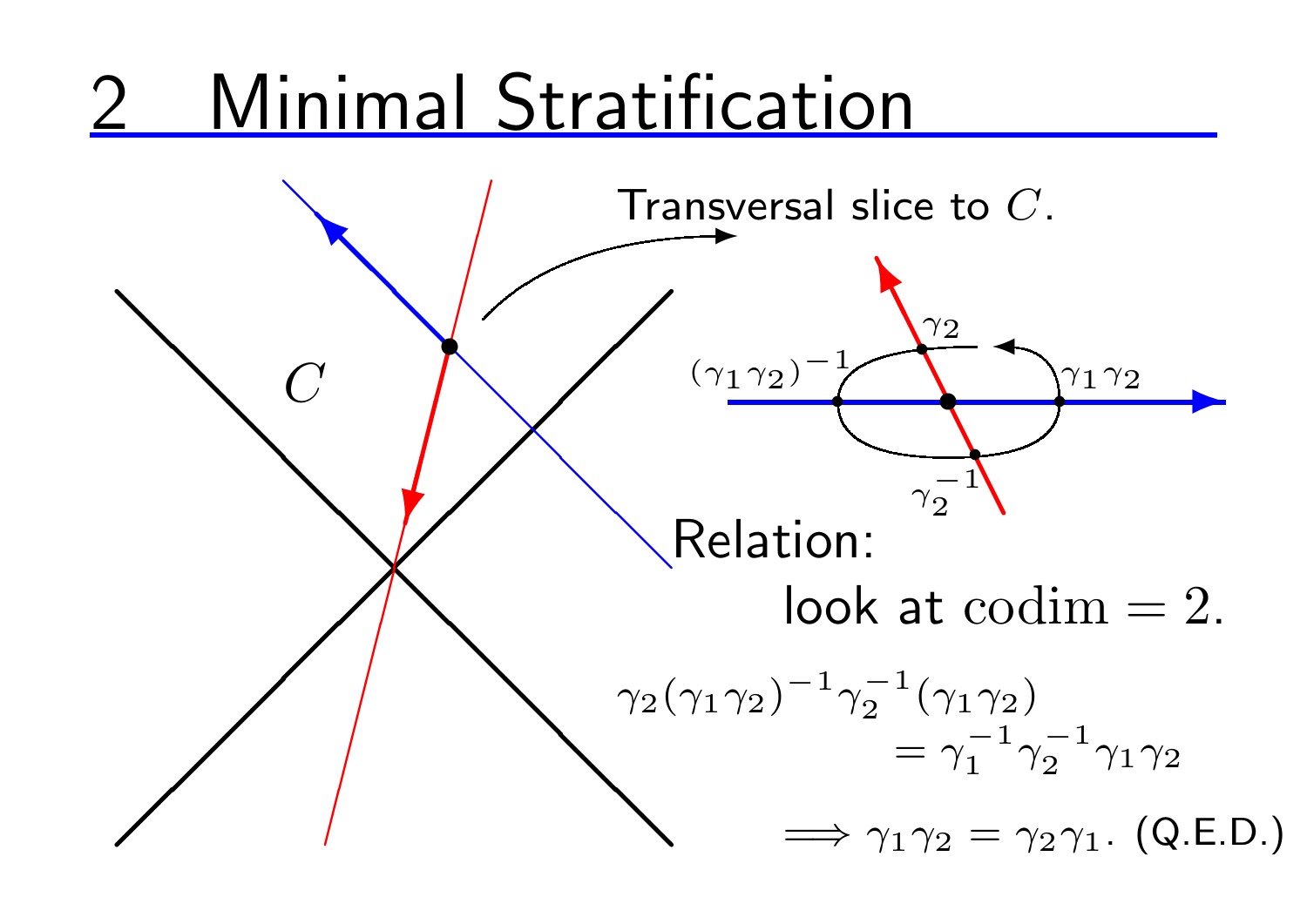# 2 Minimal Stratification

$C$

Transversal slice to $C$.

$\gamma_2$

$(\gamma_1\gamma_2)^{-1}$

$\gamma_1\gamma_2$

$\gamma_2^{-1}$

Relation:

look at $\mathrm{codim} = 2$.

$$\gamma_2(\gamma_1\gamma_2)^{-1}\gamma_2^{-1}(\gamma_1\gamma_2)$$
$$= \gamma_1^{-1}\gamma_2^{-1}\gamma_1\gamma_2$$

$\Longrightarrow \gamma_1\gamma_2 = \gamma_2\gamma_1$. (Q.E.D.)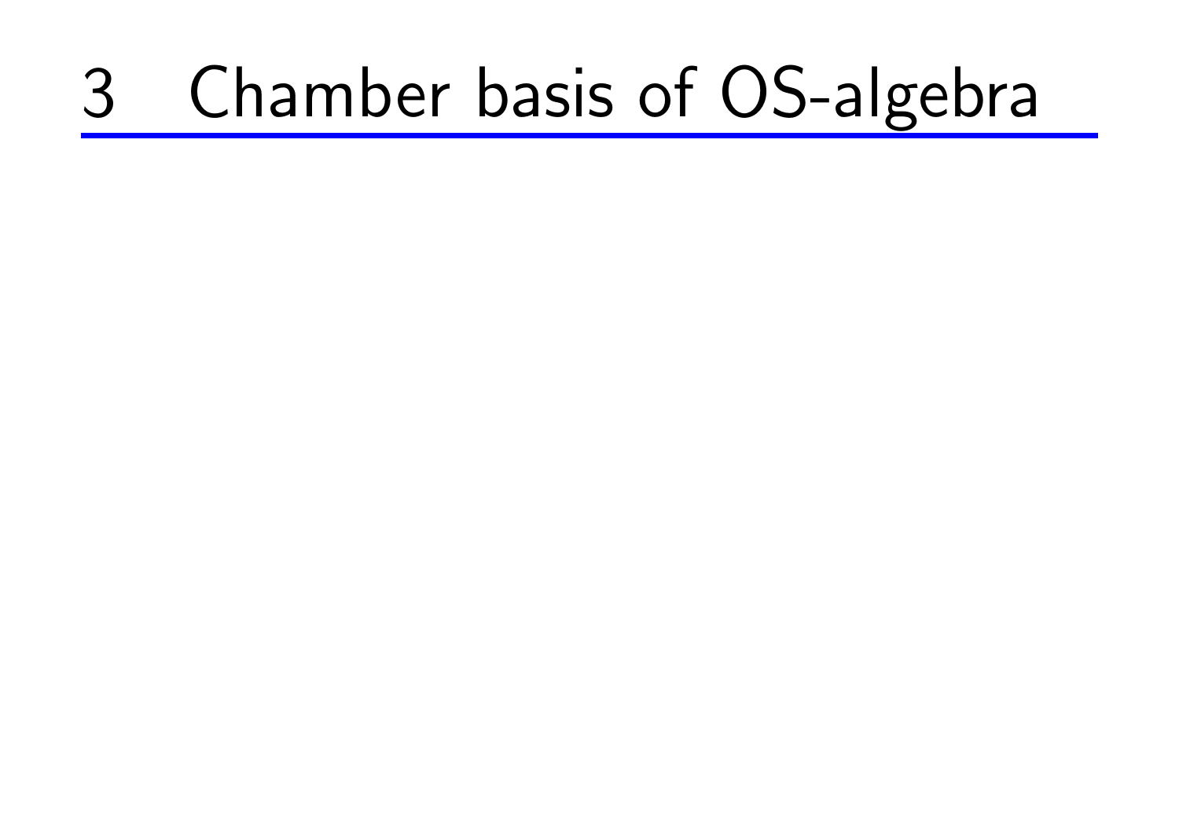# 3 Chamber basis of OS-algebra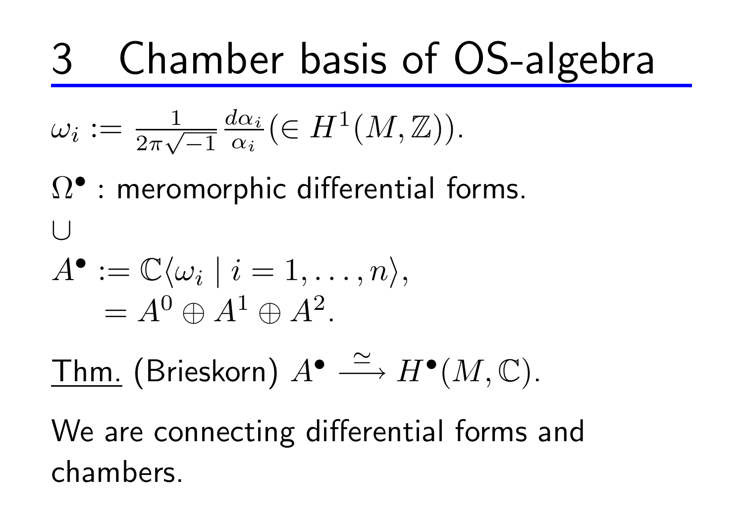# 3 Chamber basis of OS-algebra

$\omega_i := \frac{1}{2\pi\sqrt{-1}} \frac{d\alpha_i}{\alpha_i} (\in H^1(M, \mathbb{Z}))$.

$\Omega^\bullet$ : meromorphic differential forms.

$\cup$

$$
\begin{aligned}
A^\bullet &:= \mathbb{C}\langle \omega_i \mid i = 1, \ldots, n\rangle, \\
&= A^0 \oplus A^1 \oplus A^2.
\end{aligned}
$$

Thm. (Brieskorn) $A^\bullet \xrightarrow{\simeq} H^\bullet(M, \mathbb{C})$.

We are connecting differential forms and chambers.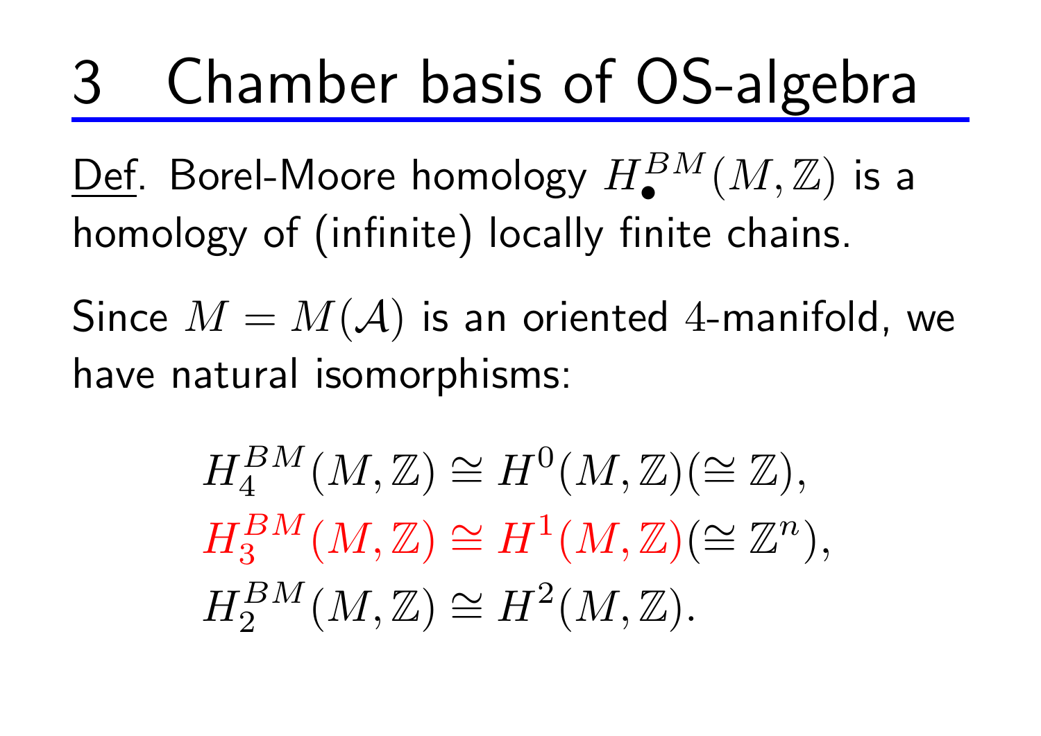# 3 Chamber basis of OS-algebra

<u>Def</u>. Borel-Moore homology $H_\bullet^{BM}(M, \mathbb{Z})$ is a homology of (infinite) locally finite chains.

Since $M = M(\mathcal{A})$ is an oriented 4-manifold, we have natural isomorphisms:

$$
\begin{aligned}
H_4^{BM}(M, \mathbb{Z}) &\cong H^0(M, \mathbb{Z}) (\cong \mathbb{Z}), \\
H_3^{BM}(M, \mathbb{Z}) &\cong H^1(M, \mathbb{Z}) (\cong \mathbb{Z}^n), \\
H_2^{BM}(M, \mathbb{Z}) &\cong H^2(M, \mathbb{Z}).
\end{aligned}
$$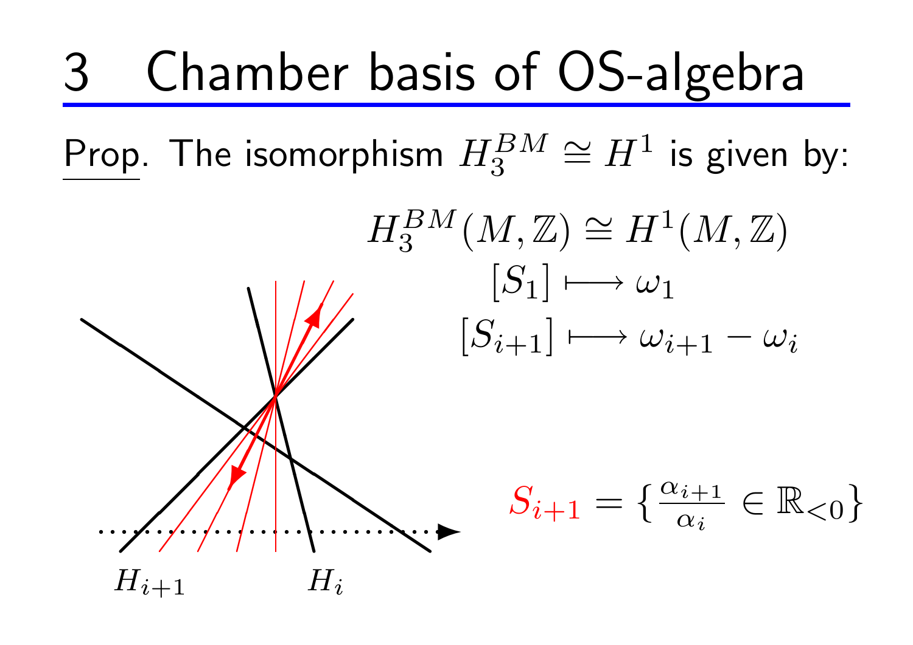# 3 Chamber basis of OS-algebra

Prop. The isomorphism $H_3^{BM} \cong H^1$ is given by:

$$H_3^{BM}(M, \mathbb{Z}) \cong H^1(M, \mathbb{Z})$$
$$[S_1] \longmapsto \omega_1$$
$$[S_{i+1}] \longmapsto \omega_{i+1} - \omega_i$$

$H_{i+1}$ $H_i$

$$S_{i+1} = \{ \tfrac{\alpha_{i+1}}{\alpha_i} \in \mathbb{R}_{<0} \}$$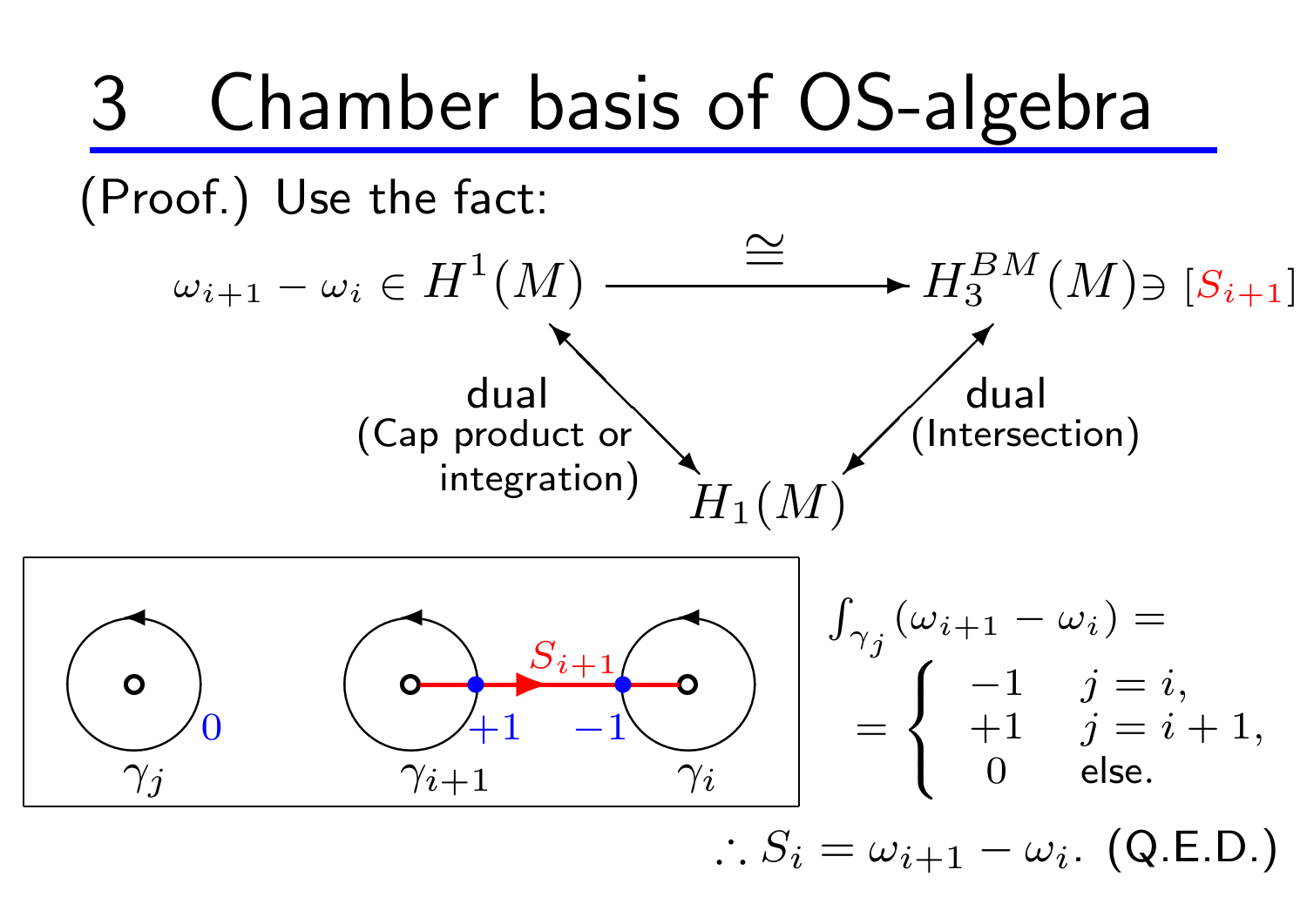# 3 Chamber basis of OS-algebra

(Proof.) Use the fact:

$$\omega_{i+1} - \omega_i \in H^1(M) \xrightarrow{\cong} H_3^{BM}(M) \ni [S_{i+1}]$$

- $H^1(M) \leftrightarrow H_1(M)$: dual (Cap product or integration)
- $H_3^{BM}(M) \leftrightarrow H_1(M)$: dual (Intersection)

Diagram labels: $\gamma_j$ (intersection $0$), $\gamma_{i+1}$ (intersection $+1$), $\gamma_i$ (intersection $-1$), $S_{i+1}$.

$$\int_{\gamma_j} (\omega_{i+1} - \omega_i) = \begin{cases} -1 & j = i, \\ +1 & j = i+1, \\ 0 & \text{else.} \end{cases}$$

$\therefore S_i = \omega_{i+1} - \omega_i$. (Q.E.D.)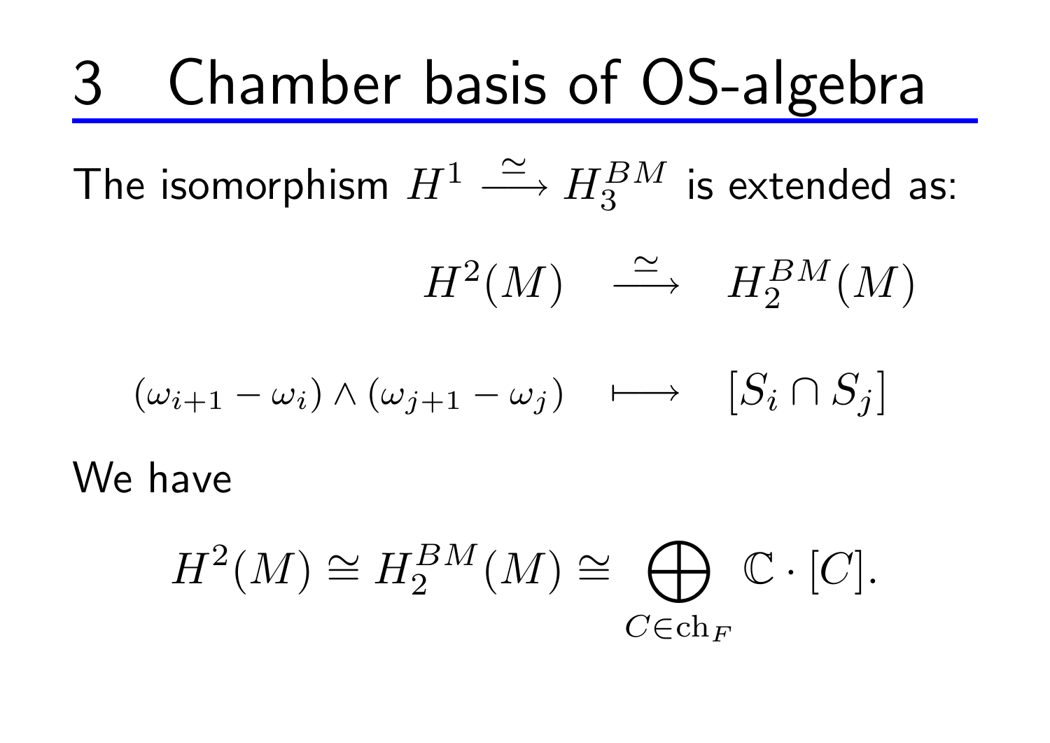# 3 Chamber basis of OS-algebra

The isomorphism $H^1 \xrightarrow{\simeq} H_3^{BM}$ is extended as:

$$
\begin{array}{ccc}
H^2(M) & \xrightarrow{\simeq} & H_2^{BM}(M) \\
(\omega_{i+1} - \omega_i) \wedge (\omega_{j+1} - \omega_j) & \longmapsto & [S_i \cap S_j]
\end{array}
$$

We have

$$
H^2(M) \cong H_2^{BM}(M) \cong \bigoplus_{C \in \mathrm{ch}_F} \mathbb{C} \cdot [C].
$$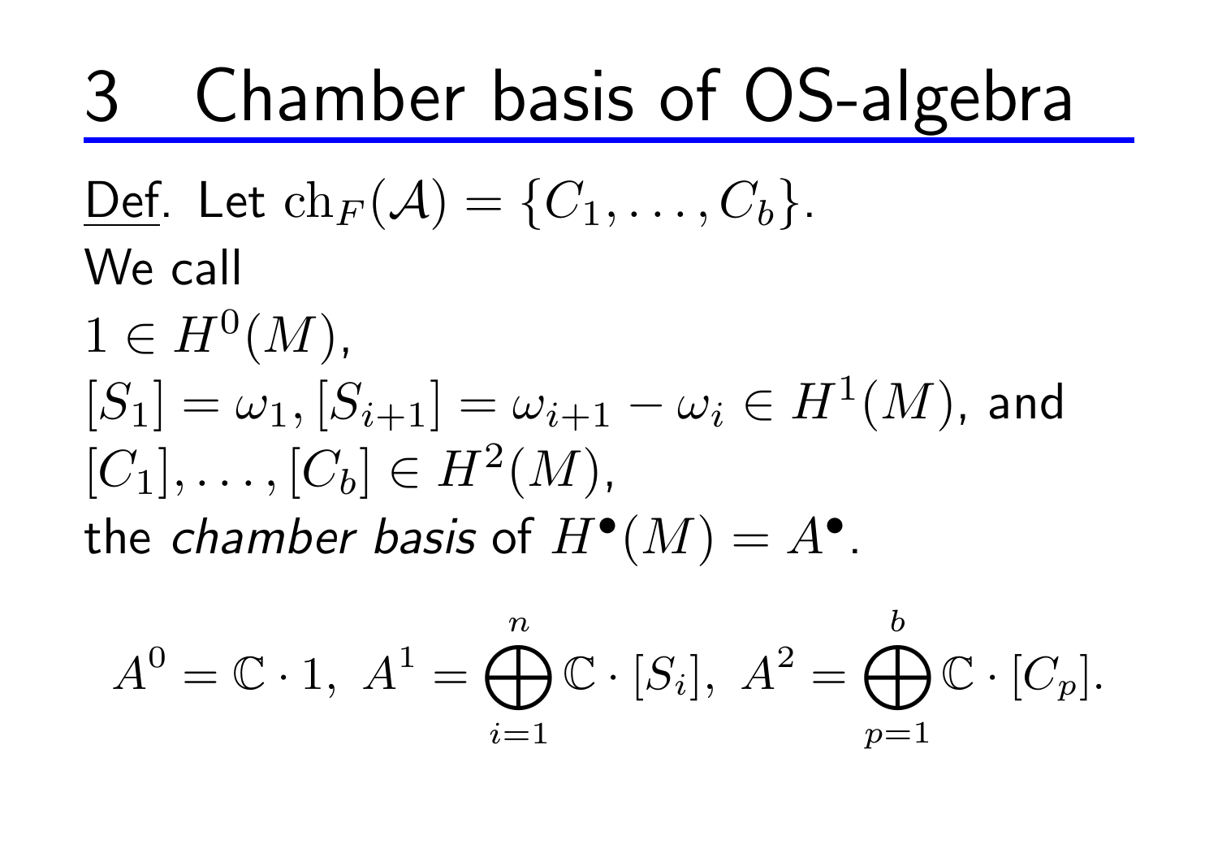# 3 Chamber basis of OS-algebra

<u>Def</u>. Let $\mathrm{ch}_F(\mathcal{A}) = \{C_1, \ldots, C_b\}$.

We call

$1 \in H^0(M)$,

$[S_1] = \omega_1, [S_{i+1}] = \omega_{i+1} - \omega_i \in H^1(M)$, and

$[C_1], \ldots, [C_b] \in H^2(M)$,

the *chamber basis* of $H^\bullet(M) = A^\bullet$.

$$A^0 = \mathbb{C} \cdot 1, \ A^1 = \bigoplus_{i=1}^{n} \mathbb{C} \cdot [S_i], \ A^2 = \bigoplus_{p=1}^{b} \mathbb{C} \cdot [C_p].$$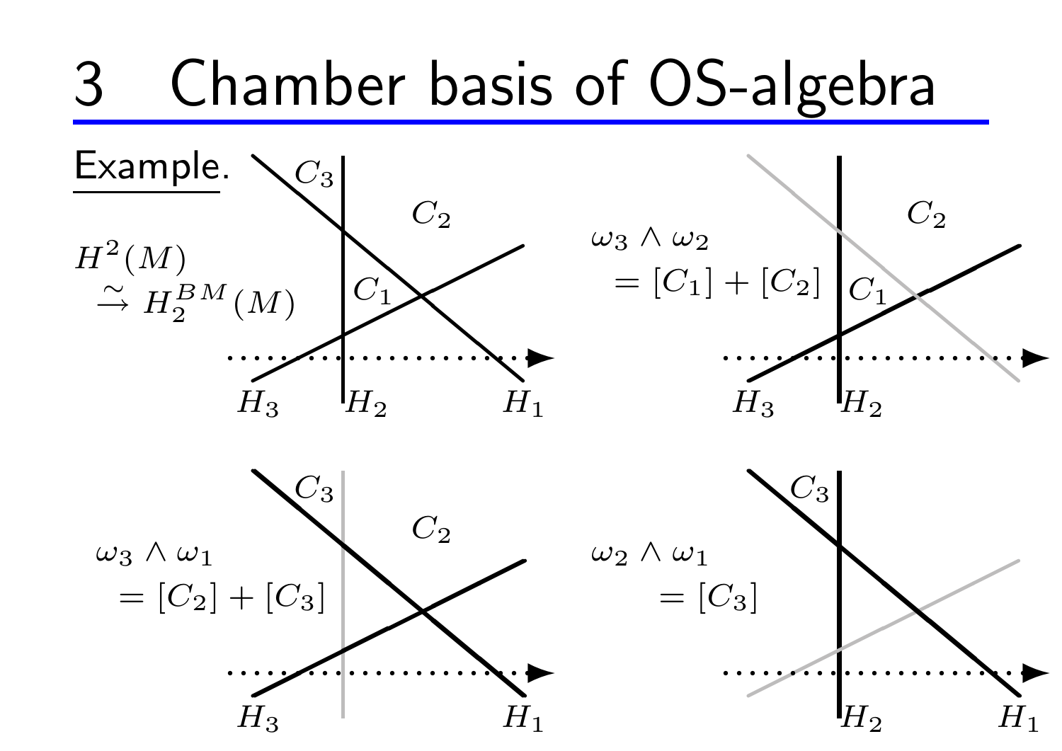# 3 Chamber basis of OS-algebra

Example.

$H^2(M) \xrightarrow{\sim} H_2^{BM}(M)$

$C_3$, $C_2$, $C_1$, $H_3$, $H_2$, $H_1$

$\omega_3 \wedge \omega_2 = [C_1] + [C_2]$

$C_2$, $C_1$, $H_3$, $H_2$

$\omega_3 \wedge \omega_1 = [C_2] + [C_3]$

$C_3$, $C_2$, $H_3$, $H_1$

$\omega_2 \wedge \omega_1 = [C_3]$

$C_3$, $H_2$, $H_1$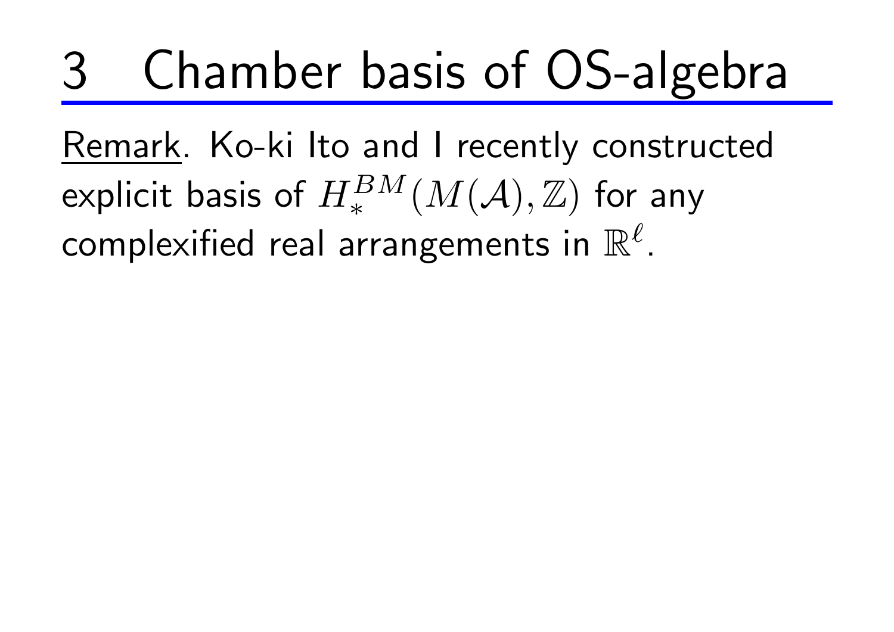# 3 Chamber basis of OS-algebra

<u>Remark</u>. Ko-ki Ito and I recently constructed explicit basis of $H_*^{BM}(M(\mathcal{A}), \mathbb{Z})$ for any complexified real arrangements in $\mathbb{R}^\ell$.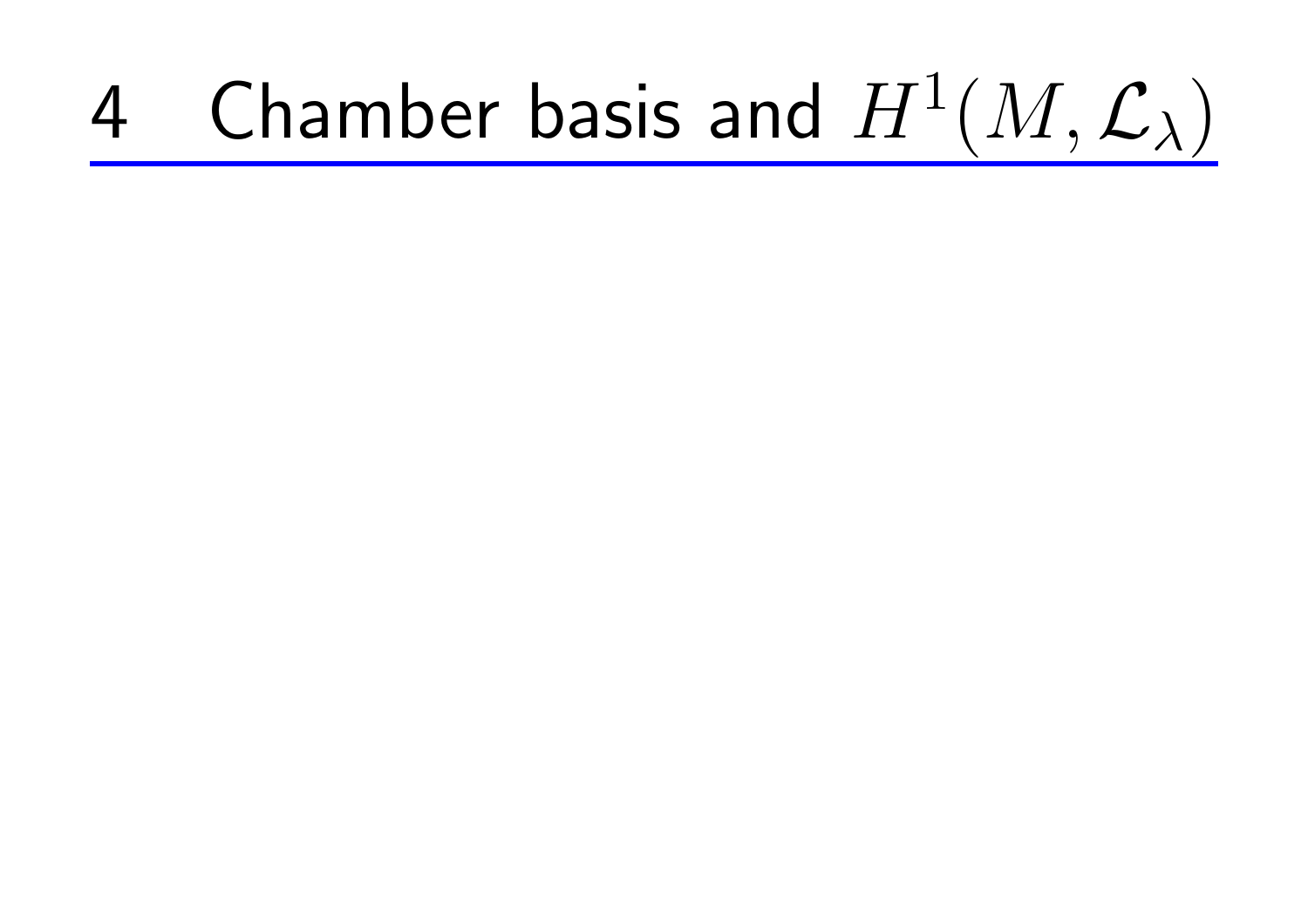# 4 Chamber basis and $H^1(M, \mathcal{L}_\lambda)$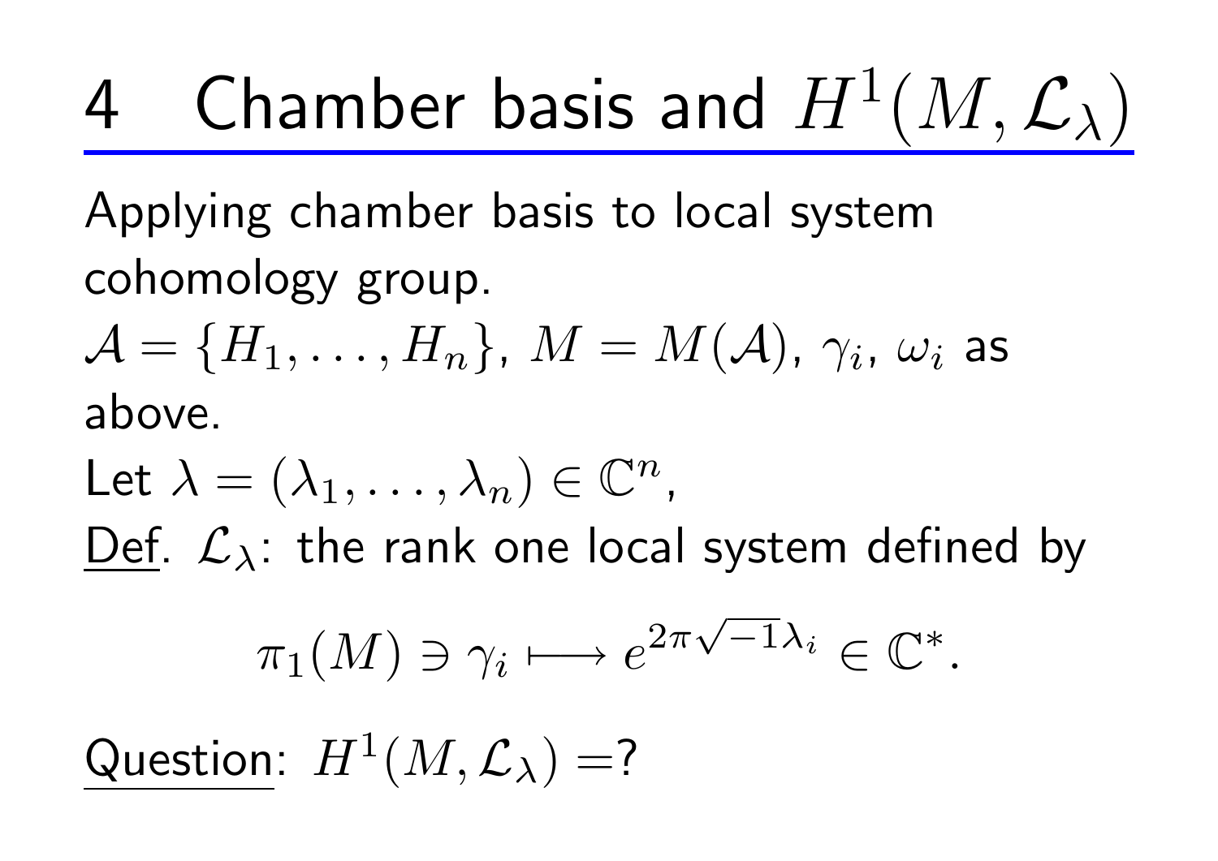# 4 Chamber basis and $H^1(M, \mathcal{L}_\lambda)$

Applying chamber basis to local system cohomology group.

$\mathcal{A} = \{H_1, \dots, H_n\}$, $M = M(\mathcal{A})$, $\gamma_i$, $\omega_i$ as above.

Let $\lambda = (\lambda_1, \dots, \lambda_n) \in \mathbb{C}^n$,

Def. $\mathcal{L}_\lambda$: the rank one local system defined by

$$\pi_1(M) \ni \gamma_i \longmapsto e^{2\pi\sqrt{-1}\lambda_i} \in \mathbb{C}^*.$$

Question: $H^1(M, \mathcal{L}_\lambda) =$?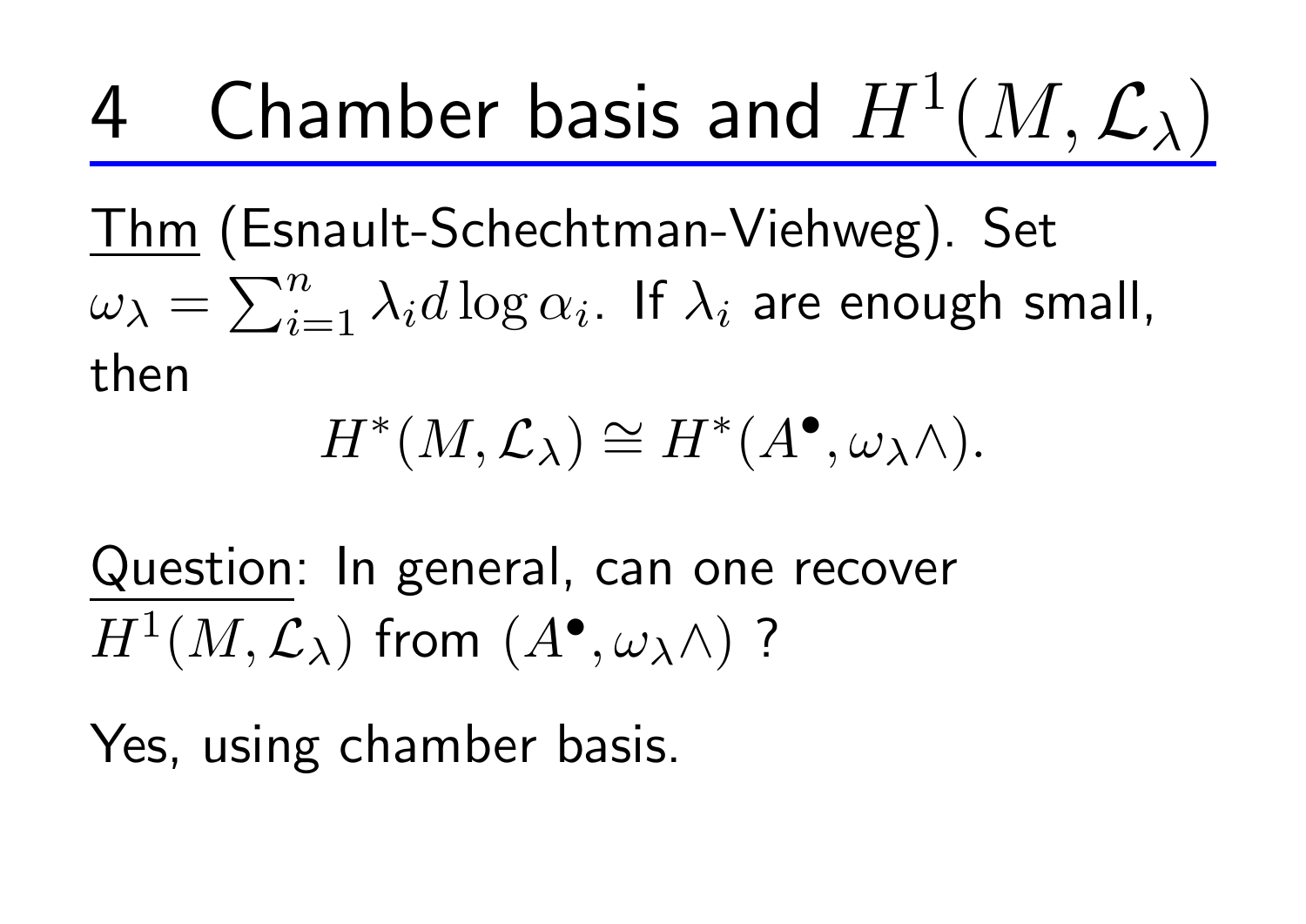# 4 Chamber basis and $H^1(M, \mathcal{L}_\lambda)$

Thm (Esnault-Schechtman-Viehweg). Set $\omega_\lambda = \sum_{i=1}^{n} \lambda_i d\log\alpha_i$. If $\lambda_i$ are enough small, then

$$H^*(M, \mathcal{L}_\lambda) \cong H^*(A^\bullet, \omega_\lambda \wedge).$$

Question: In general, can one recover $H^1(M, \mathcal{L}_\lambda)$ from $(A^\bullet, \omega_\lambda \wedge)$ ?

Yes, using chamber basis.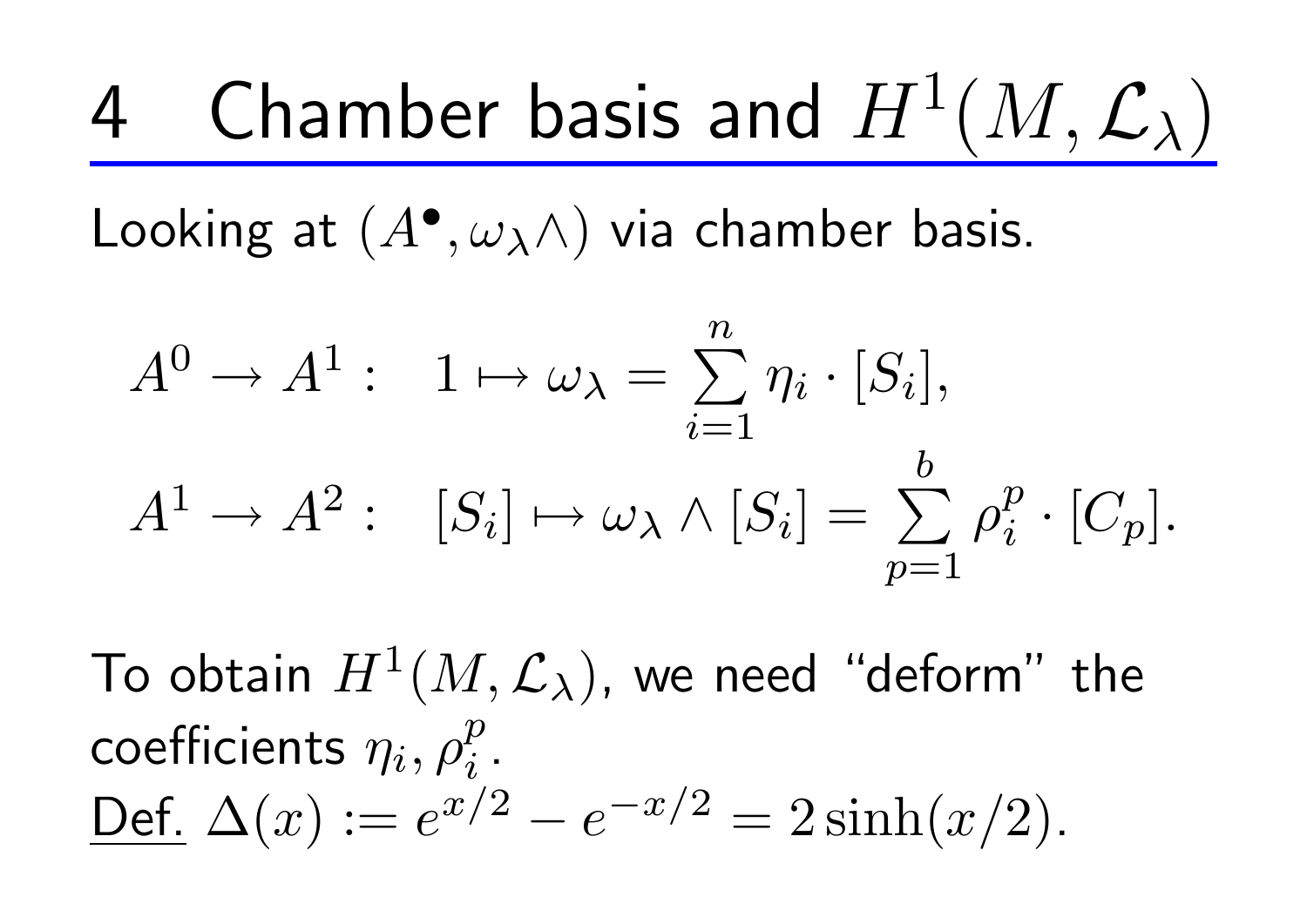# 4 Chamber basis and $H^1(M, \mathcal{L}_\lambda)$

Looking at $(A^\bullet, \omega_\lambda \wedge)$ via chamber basis.

$$A^0 \to A^1: \quad 1 \mapsto \omega_\lambda = \sum_{i=1}^{n} \eta_i \cdot [S_i],$$

$$A^1 \to A^2: \quad [S_i] \mapsto \omega_\lambda \wedge [S_i] = \sum_{p=1}^{b} \rho_i^p \cdot [C_p].$$

To obtain $H^1(M, \mathcal{L}_\lambda)$, we need "deform" the coefficients $\eta_i, \rho_i^p$.

<u>Def.</u> $\Delta(x) := e^{x/2} - e^{-x/2} = 2\sinh(x/2)$.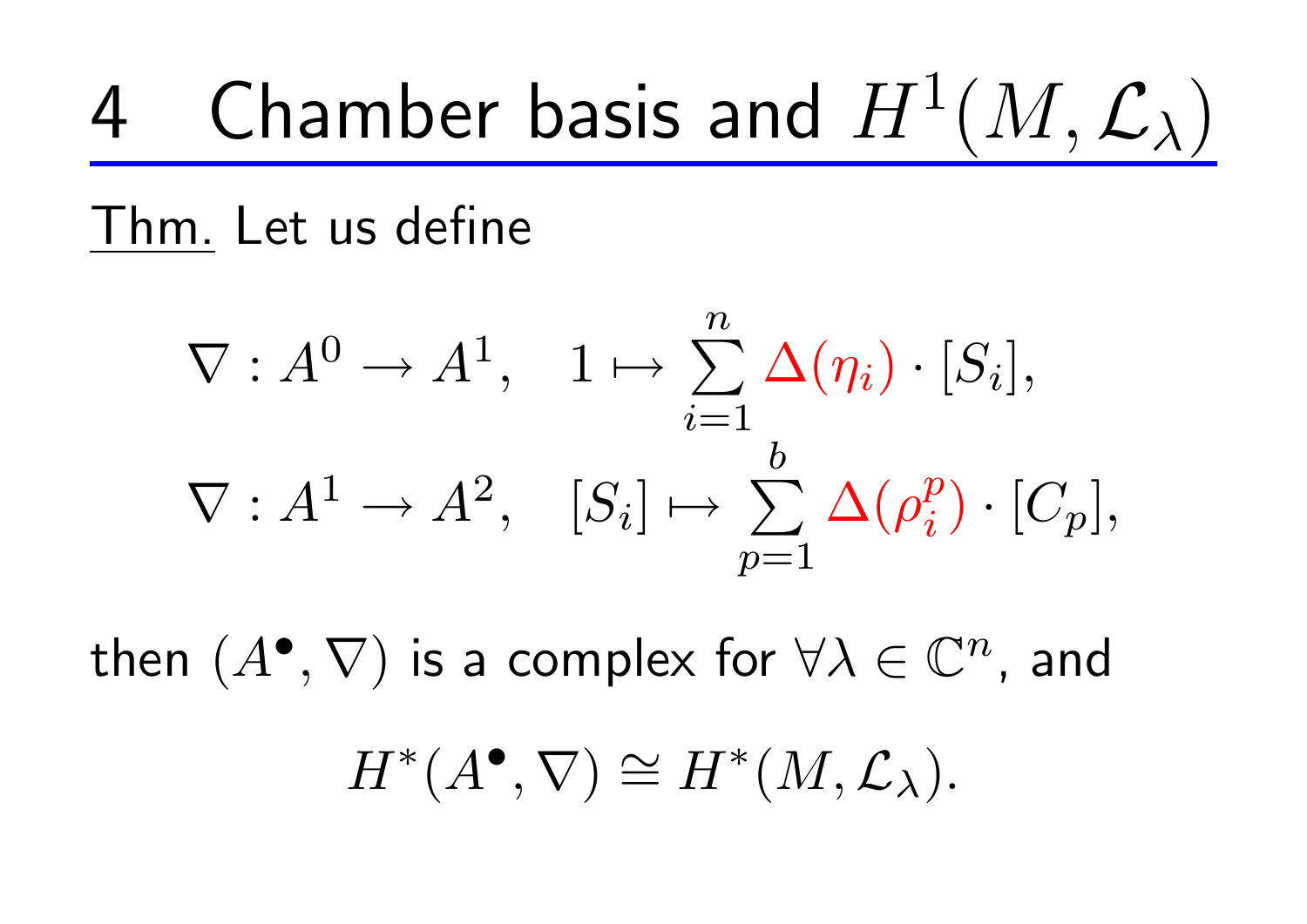# 4 Chamber basis and $H^1(M, \mathcal{L}_\lambda)$

Thm. Let us define

$$
\nabla : A^0 \to A^1, \quad 1 \mapsto \sum_{i=1}^{n} \Delta(\eta_i) \cdot [S_i],
$$

$$
\nabla : A^1 \to A^2, \quad [S_i] \mapsto \sum_{p=1}^{b} \Delta(\rho_i^p) \cdot [C_p],
$$

then $(A^\bullet, \nabla)$ is a complex for $\forall \lambda \in \mathbb{C}^n$, and

$$
H^*(A^\bullet, \nabla) \cong H^*(M, \mathcal{L}_\lambda).
$$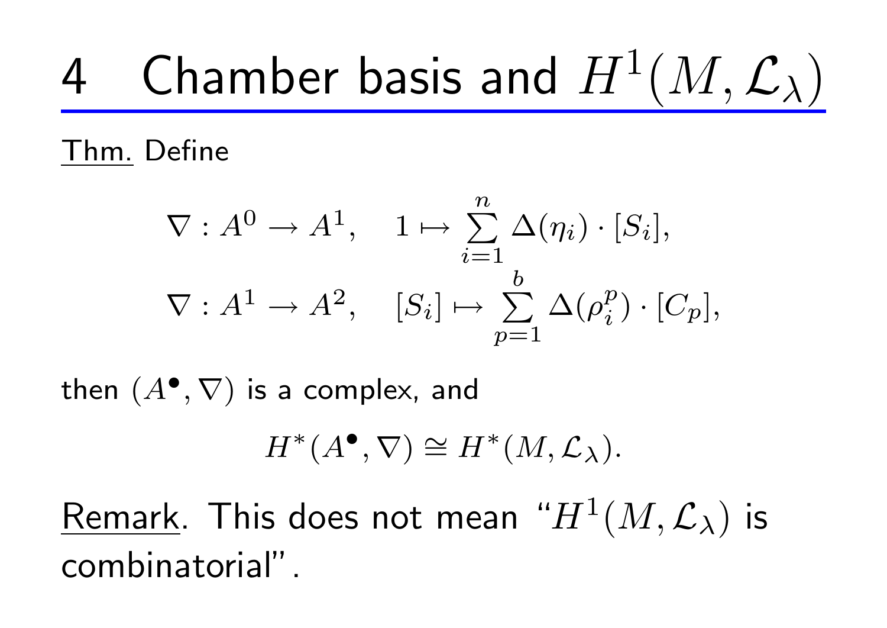# 4 Chamber basis and $H^1(M, \mathcal{L}_\lambda)$

Thm. Define

$$
\begin{aligned}
\nabla : A^0 \to A^1, &\quad 1 \mapsto \sum_{i=1}^{n} \Delta(\eta_i) \cdot [S_i], \\
\nabla : A^1 \to A^2, &\quad [S_i] \mapsto \sum_{p=1}^{b} \Delta(\rho_i^p) \cdot [C_p],
\end{aligned}
$$

then $(A^\bullet, \nabla)$ is a complex, and

$$
H^*(A^\bullet, \nabla) \cong H^*(M, \mathcal{L}_\lambda).
$$

Remark. This does not mean "$H^1(M, \mathcal{L}_\lambda)$ is combinatorial".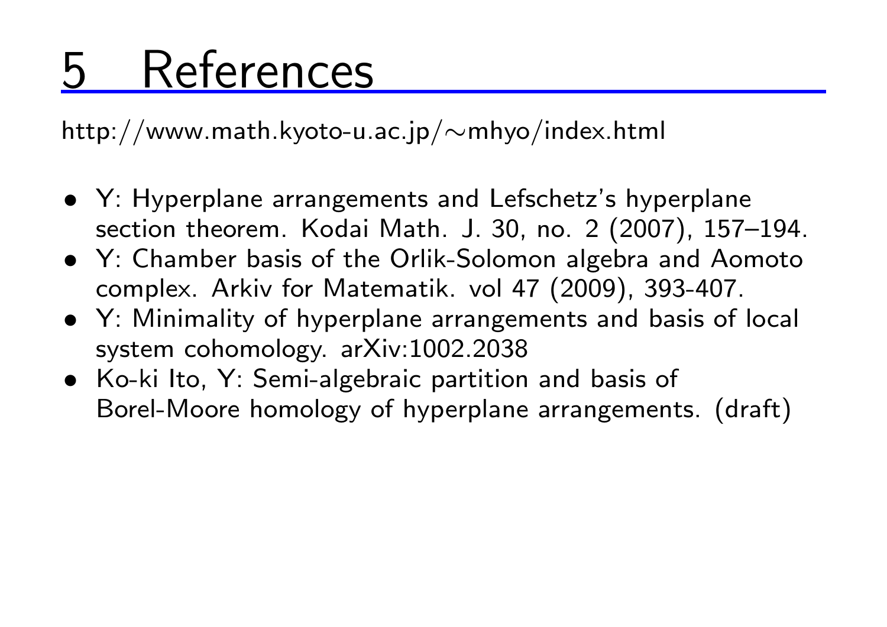# 5 References

http://www.math.kyoto-u.ac.jp/∼mhyo/index.html

- Y: Hyperplane arrangements and Lefschetz's hyperplane section theorem. Kodai Math. J. 30, no. 2 (2007), 157–194.
- Y: Chamber basis of the Orlik-Solomon algebra and Aomoto complex. Arkiv for Matematik. vol 47 (2009), 393-407.
- Y: Minimality of hyperplane arrangements and basis of local system cohomology. arXiv:1002.2038
- Ko-ki Ito, Y: Semi-algebraic partition and basis of Borel-Moore homology of hyperplane arrangements. (draft)